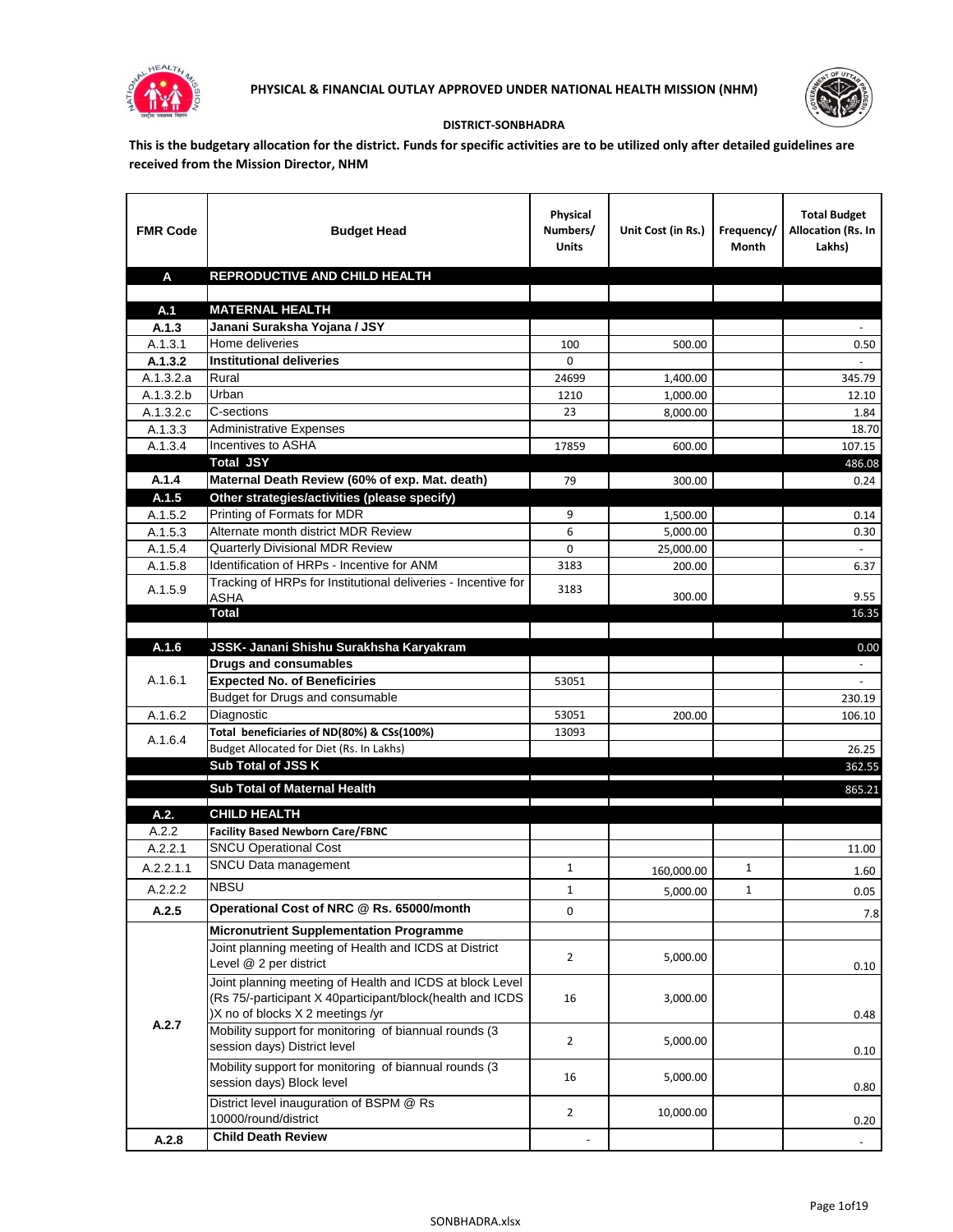**PHYSICAL & FINANCIAL OUTLAY APPROVED UNDER NATIONAL HEALTH MISSION (NHM)**

**DISTRICT-SONBHADRA**

**This is the budgetary allocation for the district. Funds for specific activities are to be utilized only after detailed guidelines are received from the Mission Director, NHM**

| FMR Code | Budget Head | Physical Numbers/ Units | Unit Cost (in Rs.) | Frequency/ Month | Total Budget Allocation (Rs. In Lakhs) |
|---|---|---|---|---|---|
| **A** | **REPRODUCTIVE AND CHILD HEALTH** | | | | |
| | | | | | |
| **A.1** | **MATERNAL HEALTH** | | | | |
| **A.1.3** | **Janani Suraksha Yojana / JSY** | | | | - |
| A.1.3.1 | Home deliveries | 100 | 500.00 | | 0.50 |
| **A.1.3.2** | **Institutional deliveries** | 0 | | | - |
| A.1.3.2.a | Rural | 24699 | 1,400.00 | | 345.79 |
| A.1.3.2.b | Urban | 1210 | 1,000.00 | | 12.10 |
| A.1.3.2.c | C-sections | 23 | 8,000.00 | | 1.84 |
| A.1.3.3 | Administrative Expenses | | | | 18.70 |
| A.1.3.4 | Incentives to ASHA | 17859 | 600.00 | | 107.15 |
| | **Total JSY** | | | | 486.08 |
| **A.1.4** | **Maternal Death Review (60% of exp. Mat. death)** | 79 | 300.00 | | 0.24 |
| **A.1.5** | **Other strategies/activities (please specify)** | | | | |
| A.1.5.2 | Printing of Formats for MDR | 9 | 1,500.00 | | 0.14 |
| A.1.5.3 | Alternate month district MDR Review | 6 | 5,000.00 | | 0.30 |
| A.1.5.4 | Quarterly Divisional MDR Review | 0 | 25,000.00 | | - |
| A.1.5.8 | Identification of HRPs - Incentive for ANM | 3183 | 200.00 | | 6.37 |
| A.1.5.9 | Tracking of HRPs for Institutional deliveries - Incentive for ASHA | 3183 | 300.00 | | 9.55 |
| | **Total** | | | | 16.35 |
| | | | | | |
| **A.1.6** | **JSSK- Janani Shishu Surakhsha Karyakram** | | | | 0.00 |
| A.1.6.1 | **Drugs and consumables** | | | | - |
| | **Expected No. of Beneficiries** | 53051 | | | - |
| | Budget for Drugs and consumable | | | | 230.19 |
| A.1.6.2 | Diagnostic | 53051 | 200.00 | | 106.10 |
| A.1.6.4 | **Total beneficiaries of ND(80%) & CSs(100%)** | 13093 | | | |
| | Budget Allocated for Diet (Rs. In Lakhs) | | | | 26.25 |
| | **Sub Total of JSS K** | | | | 362.55 |
| | **Sub Total of Maternal Health** | | | | 865.21 |
| **A.2.** | **CHILD HEALTH** | | | | |
| A.2.2 | **Facility Based Newborn Care/FBNC** | | | | |
| A.2.2.1 | SNCU Operational Cost | | | | 11.00 |
| A.2.2.1.1 | SNCU Data management | 1 | 160,000.00 | 1 | 1.60 |
| A.2.2.2 | NBSU | 1 | 5,000.00 | 1 | 0.05 |
| **A.2.5** | **Operational Cost of NRC @ Rs. 65000/month** | 0 | | | 7.8 |
| A.2.7 | **Micronutrient Supplementation Programme** | | | | |
| | Joint planning meeting of Health and ICDS at District Level @ 2 per district | 2 | 5,000.00 | | 0.10 |
| | Joint planning meeting of Health and ICDS at block Level (Rs 75/-participant X 40participant/block(health and ICDS )X no of blocks X 2 meetings /yr | 16 | 3,000.00 | | 0.48 |
| | Mobility support for monitoring of biannual rounds (3 session days) District level | 2 | 5,000.00 | | 0.10 |
| | Mobility support for monitoring of biannual rounds (3 session days) Block level | 16 | 5,000.00 | | 0.80 |
| | District level inauguration of BSPM @ Rs 10000/round/district | 2 | 10,000.00 | | 0.20 |
| **A.2.8** | **Child Death Review** | - | | | - |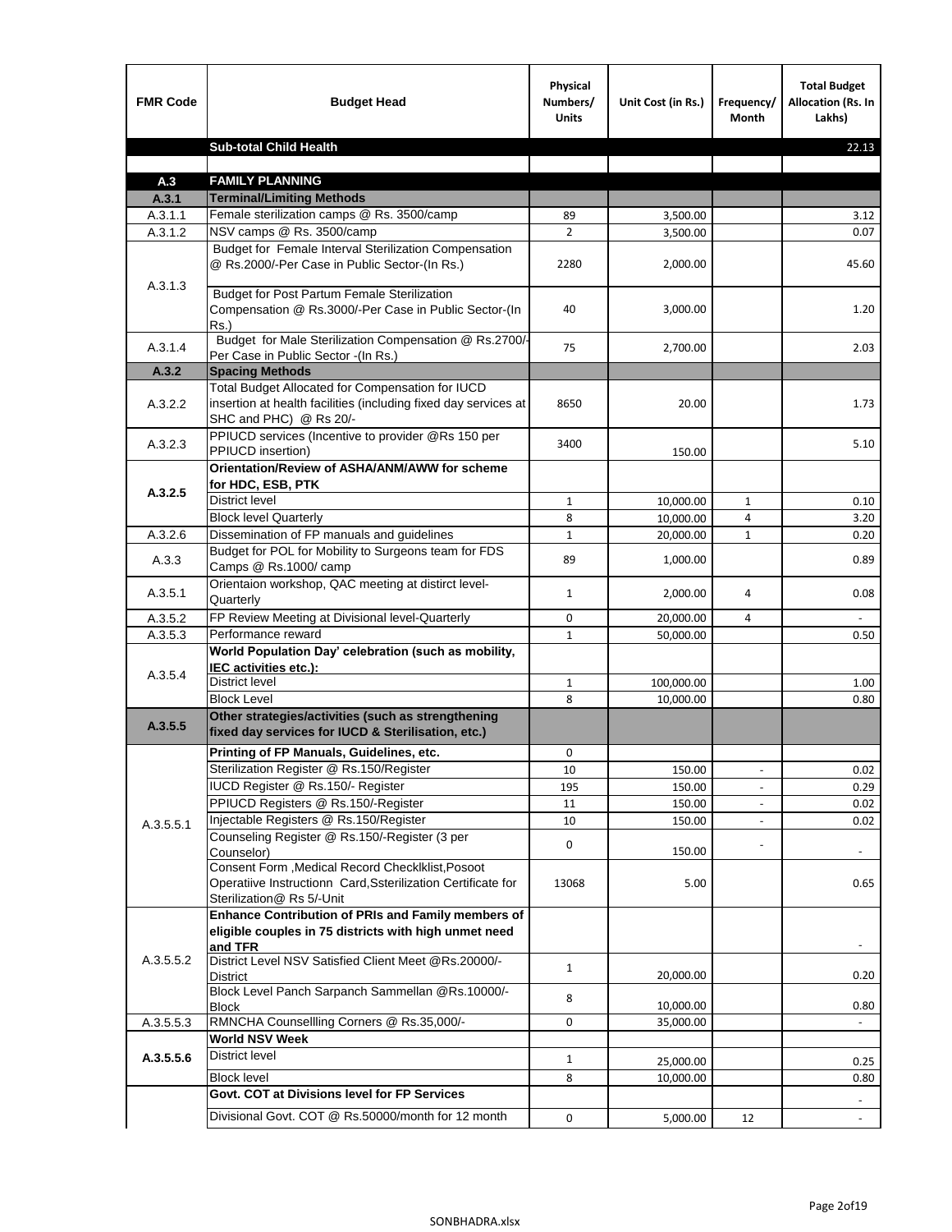| FMR Code | Budget Head | Physical Numbers/ Units | Unit Cost (in Rs.) | Frequency/ Month | Total Budget Allocation (Rs. In Lakhs) |
|---|---|---|---|---|---|
| | **Sub-total Child Health** | | | | 22.13 |
| | | | | | |
| **A.3** | **FAMILY PLANNING** | | | | |
| **A.3.1** | **Terminal/Limiting Methods** | | | | |
| A.3.1.1 | Female sterilization camps @ Rs. 3500/camp | 89 | 3,500.00 | | 3.12 |
| A.3.1.2 | NSV camps @ Rs. 3500/camp | 2 | 3,500.00 | | 0.07 |
| A.3.1.3 | Budget for Female Interval Sterilization Compensation @ Rs.2000/-Per Case in Public Sector-(In Rs.) | 2280 | 2,000.00 | | 45.60 |
| | Budget for Post Partum Female Sterilization Compensation @ Rs.3000/-Per Case in Public Sector-(In Rs.) | 40 | 3,000.00 | | 1.20 |
| A.3.1.4 | Budget for Male Sterilization Compensation @ Rs.2700/-Per Case in Public Sector -(In Rs.) | 75 | 2,700.00 | | 2.03 |
| **A.3.2** | **Spacing Methods** | | | | |
| A.3.2.2 | Total Budget Allocated for Compensation for IUCD insertion at health facilities (including fixed day services at SHC and PHC) @ Rs 20/- | 8650 | 20.00 | | 1.73 |
| A.3.2.3 | PPIUCD services (Incentive to provider @Rs 150 per PPIUCD insertion) | 3400 | 150.00 | | 5.10 |
| **A.3.2.5** | **Orientation/Review of ASHA/ANM/AWW for scheme for HDC, ESB, PTK** | | | | |
| | District level | 1 | 10,000.00 | 1 | 0.10 |
| | Block level Quarterly | 8 | 10,000.00 | 4 | 3.20 |
| A.3.2.6 | Dissemination of FP manuals and guidelines | 1 | 20,000.00 | 1 | 0.20 |
| A.3.3 | Budget for POL for Mobility to Surgeons team for FDS Camps @ Rs.1000/ camp | 89 | 1,000.00 | | 0.89 |
| A.3.5.1 | Orientaion workshop, QAC meeting at distirct level-Quarterly | 1 | 2,000.00 | 4 | 0.08 |
| A.3.5.2 | FP Review Meeting at Divisional level-Quarterly | 0 | 20,000.00 | 4 | - |
| A.3.5.3 | Performance reward | 1 | 50,000.00 | | 0.50 |
| A.3.5.4 | **World Population Day' celebration (such as mobility, IEC activities etc.):** | | | | |
| | District level | 1 | 100,000.00 | | 1.00 |
| | Block Level | 8 | 10,000.00 | | 0.80 |
| **A.3.5.5** | **Other strategies/activities (such as strengthening fixed day services for IUCD & Sterilisation, etc.)** | | | | |
| A.3.5.5.1 | **Printing of FP Manuals, Guidelines, etc.** | 0 | | | |
| | Sterilization Register @ Rs.150/Register | 10 | 150.00 | - | 0.02 |
| | IUCD Register @ Rs.150/- Register | 195 | 150.00 | - | 0.29 |
| | PPIUCD Registers @ Rs.150/-Register | 11 | 150.00 | - | 0.02 |
| | Injectable Registers @ Rs.150/Register | 10 | 150.00 | - | 0.02 |
| | Counseling Register @ Rs.150/-Register (3 per Counselor) | 0 | 150.00 | - | - |
| | Consent Form ,Medical Record Checklklist,Posoot Operatiive Instructionn Card,Ssterilization Certificate for Sterilization@ Rs 5/-Unit | 13068 | 5.00 | | 0.65 |
| A.3.5.5.2 | **Enhance Contribution of PRIs and Family members of eligible couples in 75 districts with high unmet need and TFR** | | | | - |
| | District Level NSV Satisfied Client Meet @Rs.20000/-District | 1 | 20,000.00 | | 0.20 |
| | Block Level Panch Sarpanch Sammellan @Rs.10000/-Block | 8 | 10,000.00 | | 0.80 |
| A.3.5.5.3 | RMNCHA Counsellling Corners @ Rs.35,000/- | 0 | 35,000.00 | | - |
| **A.3.5.5.6** | **World NSV Week** | | | | |
| | District level | 1 | 25,000.00 | | 0.25 |
| | Block level | 8 | 10,000.00 | | 0.80 |
| | **Govt. COT at Divisions level for FP Services** | | | | - |
| | Divisional Govt. COT @ Rs.50000/month for 12 month | 0 | 5,000.00 | 12 | - |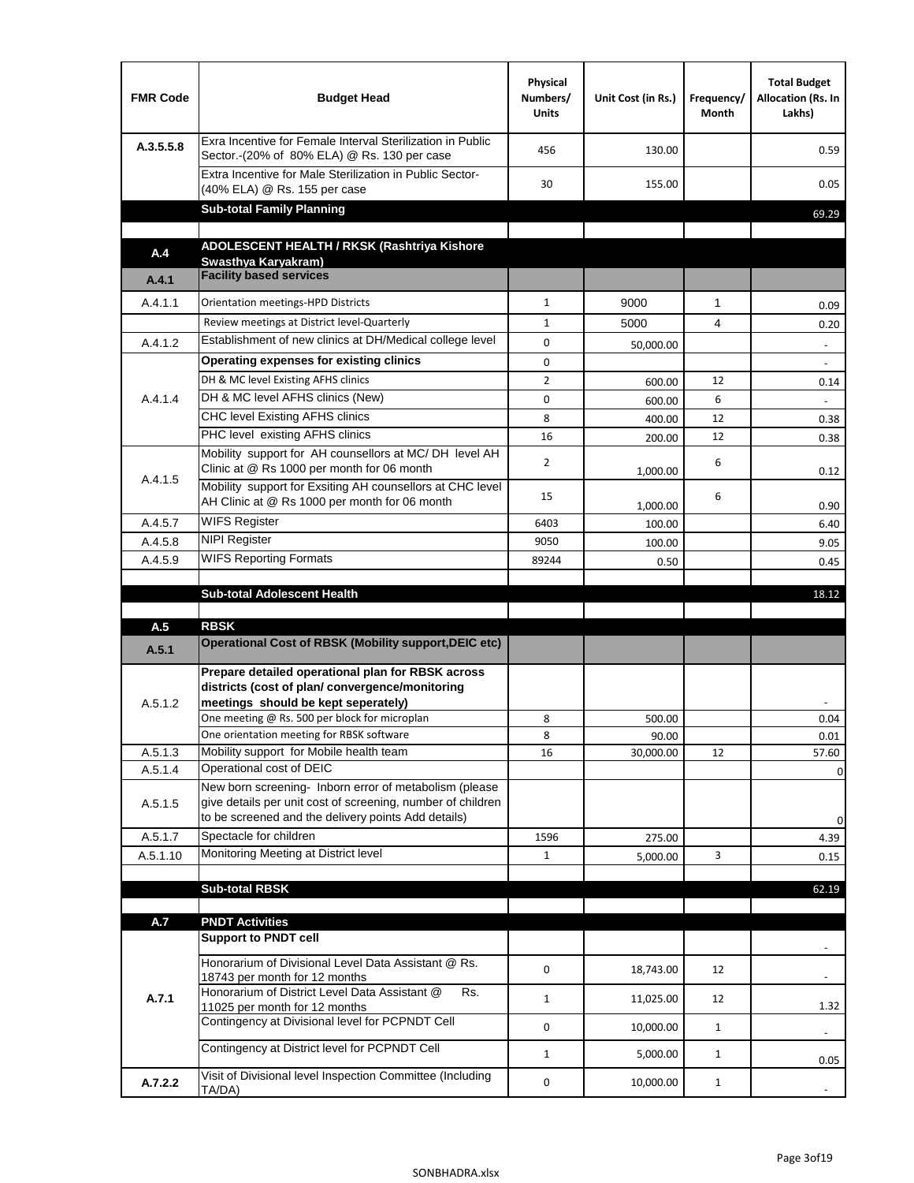| FMR Code | Budget Head | Physical Numbers/ Units | Unit Cost (in Rs.) | Frequency/ Month | Total Budget Allocation (Rs. In Lakhs) |
|---|---|---|---|---|---|
| A.3.5.5.8 | Exra Incentive for Female Interval Sterilization in Public Sector.-(20% of 80% ELA) @ Rs. 130 per case | 456 | 130.00 | | 0.59 |
| | Extra Incentive for Male Sterilization in Public Sector-(40% ELA) @ Rs. 155 per case | 30 | 155.00 | | 0.05 |
| | **Sub-total Family Planning** | | | | 69.29 |
| | | | | | |
| **A.4** | **ADOLESCENT HEALTH / RKSK (Rashtriya Kishore Swasthya Karyakram)** | | | | |
| **A.4.1** | **Facility based services** | | | | |
| A.4.1.1 | Orientation meetings-HPD Districts | 1 | 9000 | 1 | 0.09 |
| | Review meetings at District level-Quarterly | 1 | 5000 | 4 | 0.20 |
| A.4.1.2 | Establishment of new clinics at DH/Medical college level | 0 | 50,000.00 | | - |
| A.4.1.4 | **Operating expenses for existing clinics** | 0 | | | - |
| | DH & MC level Existing AFHS clinics | 2 | 600.00 | 12 | 0.14 |
| | DH & MC level AFHS clinics (New) | 0 | 600.00 | 6 | - |
| | CHC level Existing AFHS clinics | 8 | 400.00 | 12 | 0.38 |
| | PHC level existing AFHS clinics | 16 | 200.00 | 12 | 0.38 |
| A.4.1.5 | Mobility support for AH counsellors at MC/ DH level AH Clinic at @ Rs 1000 per month for 06 month | 2 | 1,000.00 | 6 | 0.12 |
| | Mobility support for Exsiting AH counsellors at CHC level AH Clinic at @ Rs 1000 per month for 06 month | 15 | 1,000.00 | 6 | 0.90 |
| A.4.5.7 | WIFS Register | 6403 | 100.00 | | 6.40 |
| A.4.5.8 | NIPI Register | 9050 | 100.00 | | 9.05 |
| A.4.5.9 | WIFS Reporting Formats | 89244 | 0.50 | | 0.45 |
| | | | | | |
| | **Sub-total Adolescent Health** | | | | 18.12 |
| | | | | | |
| **A.5** | **RBSK** | | | | |
| **A.5.1** | **Operational Cost of RBSK (Mobility support,DEIC etc)** | | | | |
| A.5.1.2 | **Prepare detailed operational plan for RBSK across districts (cost of plan/ convergence/monitoring meetings should be kept seperately)** | | | | - |
| | One meeting @ Rs. 500 per block for microplan | 8 | 500.00 | | 0.04 |
| | One orientation meeting for RBSK software | 8 | 90.00 | | 0.01 |
| A.5.1.3 | Mobility support for Mobile health team | 16 | 30,000.00 | 12 | 57.60 |
| A.5.1.4 | Operational cost of DEIC | | | | 0 |
| A.5.1.5 | New born screening- Inborn error of metabolism (please give details per unit cost of screening, number of children to be screened and the delivery points Add details) | | | | 0 |
| A.5.1.7 | Spectacle for children | 1596 | 275.00 | | 4.39 |
| A.5.1.10 | Monitoring Meeting at District level | 1 | 5,000.00 | 3 | 0.15 |
| | | | | | |
| | **Sub-total RBSK** | | | | 62.19 |
| | | | | | |
| **A.7** | **PNDT Activities** | | | | |
| **A.7.1** | **Support to PNDT cell** | | | | - |
| | Honorarium of Divisional Level Data Assistant @ Rs. 18743 per month for 12 months | 0 | 18,743.00 | 12 | - |
| | Honorarium of District Level Data Assistant @ Rs. 11025 per month for 12 months | 1 | 11,025.00 | 12 | 1.32 |
| | Contingency at Divisional level for PCPNDT Cell | 0 | 10,000.00 | 1 | - |
| | Contingency at District level for PCPNDT Cell | 1 | 5,000.00 | 1 | 0.05 |
| **A.7.2.2** | Visit of Divisional level Inspection Committee (Including TA/DA) | 0 | 10,000.00 | 1 | - |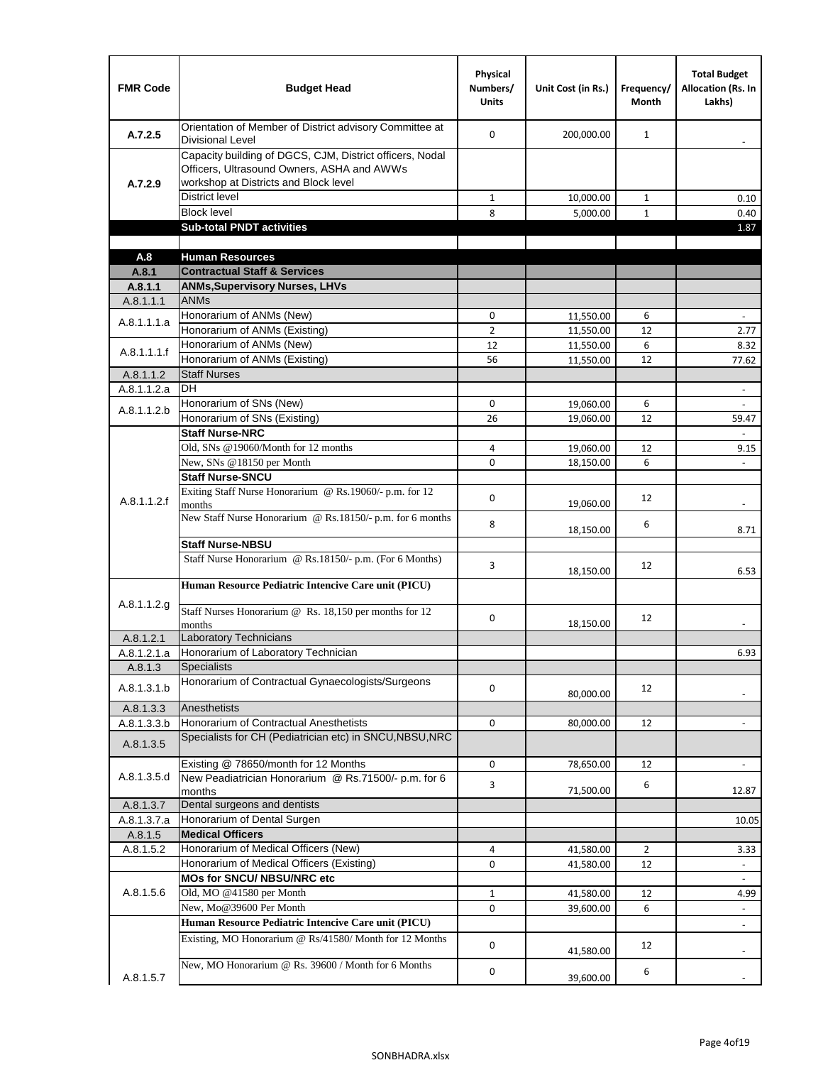| FMR Code | Budget Head | Physical Numbers/ Units | Unit Cost (in Rs.) | Frequency/ Month | Total Budget Allocation (Rs. In Lakhs) |
|---|---|---|---|---|---|
| A.7.2.5 | Orientation of Member of District advisory Committee at Divisional Level | 0 | 200,000.00 | 1 | - |
| A.7.2.9 | Capacity building of DGCS, CJM, District officers, Nodal Officers, Ultrasound Owners, ASHA and AWWs workshop at Districts and Block level | | | | |
| | District level | 1 | 10,000.00 | 1 | 0.10 |
| | Block level | 8 | 5,000.00 | 1 | 0.40 |
| | **Sub-total PNDT activities** | | | | 1.87 |
| | | | | | |
| **A.8** | **Human Resources** | | | | |
| **A.8.1** | **Contractual Staff & Services** | | | | |
| **A.8.1.1** | **ANMs,Supervisory Nurses, LHVs** | | | | |
| A.8.1.1.1 | ANMs | | | | |
| A.8.1.1.1.a | Honorarium of ANMs (New) | 0 | 11,550.00 | 6 | - |
| | Honorarium of ANMs (Existing) | 2 | 11,550.00 | 12 | 2.77 |
| A.8.1.1.1.f | Honorarium of ANMs (New) | 12 | 11,550.00 | 6 | 8.32 |
| | Honorarium of ANMs (Existing) | 56 | 11,550.00 | 12 | 77.62 |
| A.8.1.1.2 | Staff Nurses | | | | |
| A.8.1.1.2.a | DH | | | | - |
| A.8.1.1.2.b | Honorarium of SNs (New) | 0 | 19,060.00 | 6 | - |
| | Honorarium of SNs (Existing) | 26 | 19,060.00 | 12 | 59.47 |
| A.8.1.1.2.f | **Staff Nurse-NRC** | | | | - |
| | Old, SNs @19060/Month for 12 months | 4 | 19,060.00 | 12 | 9.15 |
| | New, SNs @18150 per Month | 0 | 18,150.00 | 6 | - |
| | **Staff Nurse-SNCU** | | | | |
| | Exiting Staff Nurse Honorarium @ Rs.19060/- p.m. for 12 months | 0 | 19,060.00 | 12 | - |
| | New Staff Nurse Honorarium @ Rs.18150/- p.m. for 6 months | 8 | 18,150.00 | 6 | 8.71 |
| | **Staff Nurse-NBSU** | | | | |
| | Staff Nurse Honorarium @ Rs.18150/- p.m. (For 6 Months) | 3 | 18,150.00 | 12 | 6.53 |
| A.8.1.1.2.g | **Human Resource Pediatric Intencive Care unit (PICU)** | | | | |
| | Staff Nurses Honorarium @ Rs. 18,150 per months for 12 months | 0 | 18,150.00 | 12 | - |
| A.8.1.2.1 | Laboratory Technicians | | | | |
| A.8.1.2.1.a | Honorarium of Laboratory Technician | | | | 6.93 |
| A.8.1.3 | Specialists | | | | |
| A.8.1.3.1.b | Honorarium of Contractual Gynaecologists/Surgeons | 0 | 80,000.00 | 12 | - |
| A.8.1.3.3 | Anesthetists | | | | |
| A.8.1.3.3.b | Honorarium of Contractual Anesthetists | 0 | 80,000.00 | 12 | - |
| A.8.1.3.5 | Specialists for CH (Pediatrician etc) in SNCU,NBSU,NRC | | | | |
| A.8.1.3.5.d | Existing @ 78650/month for 12 Months | 0 | 78,650.00 | 12 | - |
| | New Peadiatrician Honorarium @ Rs.71500/- p.m. for 6 months | 3 | 71,500.00 | 6 | 12.87 |
| A.8.1.3.7 | Dental surgeons and dentists | | | | |
| A.8.1.3.7.a | Honorarium of Dental Surgen | | | | 10.05 |
| A.8.1.5 | **Medical Officers** | | | | |
| A.8.1.5.2 | Honorarium of Medical Officers (New) | 4 | 41,580.00 | 2 | 3.33 |
| | Honorarium of Medical Officers (Existing) | 0 | 41,580.00 | 12 | - |
| A.8.1.5.6 | **MOs for SNCU/ NBSU/NRC etc** | | | | - |
| | Old, MO @41580 per Month | 1 | 41,580.00 | 12 | 4.99 |
| | New, Mo@39600 Per Month | 0 | 39,600.00 | 6 | - |
| A.8.1.5.7 | **Human Resource Pediatric Intencive Care unit (PICU)** | | | | - |
| | Existing, MO Honorarium @ Rs/41580/ Month for 12 Months | 0 | 41,580.00 | 12 | - |
| | New, MO Honorarium @ Rs. 39600 / Month for 6 Months | 0 | 39,600.00 | 6 | - |

SONBHADRA.xlsx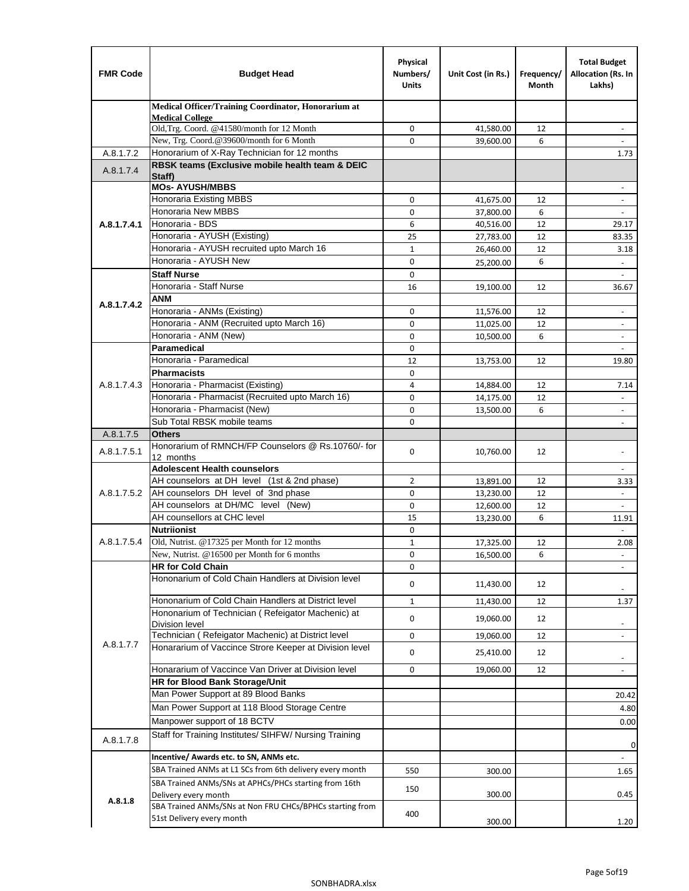| FMR Code | Budget Head | Physical Numbers/ Units | Unit Cost (in Rs.) | Frequency/ Month | Total Budget Allocation (Rs. In Lakhs) |
|---|---|---|---|---|---|
| | **Medical Officer/Training Coordinator, Honorarium at Medical College** | | | | |
| | Old,Trg. Coord. @41580/month for 12 Month | 0 | 41,580.00 | 12 | - |
| | New, Trg. Coord.@39600/month for 6 Month | 0 | 39,600.00 | 6 | - |
| A.8.1.7.2 | Honorarium of X-Ray Technician for 12 months | | | | 1.73 |
| A.8.1.7.4 | **RBSK teams (Exclusive mobile health team & DEIC Staff)** | | | | |
| A.8.1.7.4.1 | **MOs- AYUSH/MBBS** | | | | - |
| | Honoraria Existing MBBS | 0 | 41,675.00 | 12 | - |
| | Honoraria New MBBS | 0 | 37,800.00 | 6 | - |
| | Honoraria - BDS | 6 | 40,516.00 | 12 | 29.17 |
| | Honoraria - AYUSH (Existing) | 25 | 27,783.00 | 12 | 83.35 |
| | Honoraria - AYUSH recruited upto March 16 | 1 | 26,460.00 | 12 | 3.18 |
| | Honoraria - AYUSH New | 0 | 25,200.00 | 6 | - |
| A.8.1.7.4.2 | **Staff Nurse** | 0 | | | - |
| | Honoraria - Staff Nurse | 16 | 19,100.00 | 12 | 36.67 |
| | **ANM** | | | | |
| | Honoraria - ANMs (Existing) | 0 | 11,576.00 | 12 | - |
| | Honoraria - ANM (Recruited upto March 16) | 0 | 11,025.00 | 12 | - |
| | Honoraria - ANM (New) | 0 | 10,500.00 | 6 | - |
| A.8.1.7.4.3 | **Paramedical** | 0 | | | - |
| | Honoraria - Paramedical | 12 | 13,753.00 | 12 | 19.80 |
| | **Pharmacists** | 0 | | | |
| | Honoraria - Pharmacist (Existing) | 4 | 14,884.00 | 12 | 7.14 |
| | Honoraria - Pharmacist (Recruited upto March 16) | 0 | 14,175.00 | 12 | - |
| | Honoraria - Pharmacist (New) | 0 | 13,500.00 | 6 | - |
| | Sub Total RBSK mobile teams | 0 | | | - |
| A.8.1.7.5 | **Others** | | | | |
| A.8.1.7.5.1 | Honorarium of RMNCH/FP Counselors @ Rs.10760/- for 12 months | 0 | 10,760.00 | 12 | - |
| A.8.1.7.5.2 | **Adolescent Health counselors** | | | | - |
| | AH counselors at DH level (1st & 2nd phase) | 2 | 13,891.00 | 12 | 3.33 |
| | AH counselors DH level of 3nd phase | 0 | 13,230.00 | 12 | - |
| | AH counselors at DH/MC level (New) | 0 | 12,600.00 | 12 | - |
| | AH counsellors at CHC level | 15 | 13,230.00 | 6 | 11.91 |
| A.8.1.7.5.4 | **Nutriionist** | 0 | | | - |
| | Old, Nutrist. @17325 per Month for 12 months | 1 | 17,325.00 | 12 | 2.08 |
| | New, Nutrist. @16500 per Month for 6 months | 0 | 16,500.00 | 6 | - |
| A.8.1.7.7 | **HR for Cold Chain** | 0 | | | - |
| | Hononarium of Cold Chain Handlers at Division level | 0 | 11,430.00 | 12 | - |
| | Hononarium of Cold Chain Handlers at District level | 1 | 11,430.00 | 12 | 1.37 |
| | Hononarium of Technician ( Refeigator Machenic) at Division level | 0 | 19,060.00 | 12 | - |
| | Technician ( Refeigator Machenic) at District level | 0 | 19,060.00 | 12 | - |
| | Honararium of Vaccince Strore Keeper at Division level | 0 | 25,410.00 | 12 | - |
| | Honararium of Vaccince Van Driver at Division level | 0 | 19,060.00 | 12 | - |
| | **HR for Blood Bank Storage/Unit** | | | | |
| | Man Power Support at 89 Blood Banks | | | | 20.42 |
| | Man Power Support at 118 Blood Storage Centre | | | | 4.80 |
| | Manpower support of 18 BCTV | | | | 0.00 |
| A.8.1.7.8 | Staff for Training Institutes/ SIHFW/ Nursing Training | | | | 0 |
| A.8.1.8 | **Incentive/ Awards etc. to SN, ANMs etc.** | | | | - |
| | SBA Trained ANMs at L1 SCs from 6th delivery every month | 550 | 300.00 | | 1.65 |
| | SBA Trained ANMs/SNs at APHCs/PHCs starting from 16th Delivery every month | 150 | 300.00 | | 0.45 |
| | SBA Trained ANMs/SNs at Non FRU CHCs/BPHCs starting from 51st Delivery every month | 400 | 300.00 | | 1.20 |

SONBHADRA.xlsx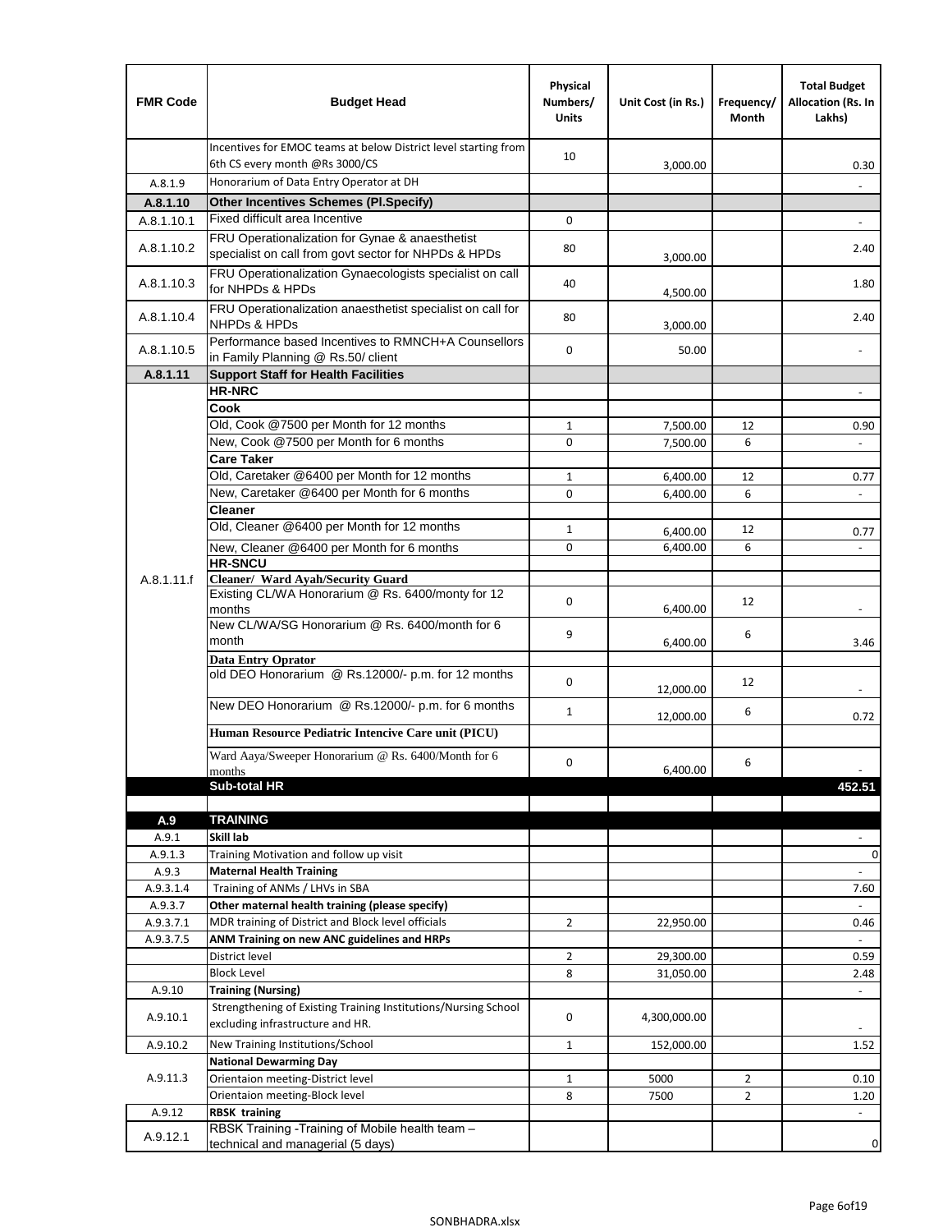| FMR Code | Budget Head | Physical Numbers/ Units | Unit Cost (in Rs.) | Frequency/ Month | Total Budget Allocation (Rs. In Lakhs) |
|---|---|---|---|---|---|
| | Incentives for EMOC teams at below District level starting from 6th CS every month @Rs 3000/CS | 10 | 3,000.00 | | 0.30 |
| A.8.1.9 | Honorarium of Data Entry Operator at DH | | | | - |
| **A.8.1.10** | **Other Incentives Schemes (Pl.Specify)** | | | | |
| A.8.1.10.1 | Fixed difficult area Incentive | 0 | | | - |
| A.8.1.10.2 | FRU Operationalization for Gynae & anaesthetist specialist on call from govt sector for NHPDs & HPDs | 80 | 3,000.00 | | 2.40 |
| A.8.1.10.3 | FRU Operationalization Gynaecologists specialist on call for NHPDs & HPDs | 40 | 4,500.00 | | 1.80 |
| A.8.1.10.4 | FRU Operationalization anaesthetist specialist on call for NHPDs & HPDs | 80 | 3,000.00 | | 2.40 |
| A.8.1.10.5 | Performance based Incentives to RMNCH+A Counsellors in Family Planning @ Rs.50/ client | 0 | 50.00 | | - |
| **A.8.1.11** | **Support Staff for Health Facilities** | | | | |
| A.8.1.11.f | **HR-NRC** | | | | - |
| | **Cook** | | | | |
| | Old, Cook @7500 per Month for 12 months | 1 | 7,500.00 | 12 | 0.90 |
| | New, Cook @7500 per Month for 6 months | 0 | 7,500.00 | 6 | - |
| | **Care Taker** | | | | |
| | Old, Caretaker @6400 per Month for 12 months | 1 | 6,400.00 | 12 | 0.77 |
| | New, Caretaker @6400 per Month for 6 months | 0 | 6,400.00 | 6 | - |
| | **Cleaner** | | | | |
| | Old, Cleaner @6400 per Month for 12 months | 1 | 6,400.00 | 12 | 0.77 |
| | New, Cleaner @6400 per Month for 6 months | 0 | 6,400.00 | 6 | - |
| | **HR-SNCU** | | | | |
| | **Cleaner/ Ward Ayah/Security Guard** | | | | |
| | Existing CL/WA Honorarium @ Rs. 6400/monty for 12 months | 0 | 6,400.00 | 12 | - |
| | New CL/WA/SG Honorarium @ Rs. 6400/month for 6 month | 9 | 6,400.00 | 6 | 3.46 |
| | **Data Entry Oprator** | | | | |
| | old DEO Honorarium @ Rs.12000/- p.m. for 12 months | 0 | 12,000.00 | 12 | - |
| | New DEO Honorarium @ Rs.12000/- p.m. for 6 months | 1 | 12,000.00 | 6 | 0.72 |
| | **Human Resource Pediatric Intencive Care unit (PICU)** | | | | |
| | Ward Aaya/Sweeper Honorarium @ Rs. 6400/Month for 6 months | 0 | 6,400.00 | 6 | - |
| | **Sub-total HR** | | | | **452.51** |
| | | | | | |
| **A.9** | **TRAINING** | | | | |
| A.9.1 | **Skill lab** | | | | - |
| A.9.1.3 | Training Motivation and follow up visit | | | | 0 |
| A.9.3 | **Maternal Health Training** | | | | - |
| A.9.3.1.4 | Training of ANMs / LHVs in SBA | | | | 7.60 |
| A.9.3.7 | **Other maternal health training (please specify)** | | | | - |
| A.9.3.7.1 | MDR training of District and Block level officials | 2 | 22,950.00 | | 0.46 |
| A.9.3.7.5 | **ANM Training on new ANC guidelines and HRPs** | | | | - |
| | District level | 2 | 29,300.00 | | 0.59 |
| | Block Level | 8 | 31,050.00 | | 2.48 |
| A.9.10 | **Training (Nursing)** | | | | - |
| A.9.10.1 | Strengthening of Existing Training Institutions/Nursing School excluding infrastructure and HR. | 0 | 4,300,000.00 | | - |
| A.9.10.2 | New Training Institutions/School | 1 | 152,000.00 | | 1.52 |
| A.9.11.3 | **National Dewarming Day** | | | | |
| | Orientaion meeting-District level | 1 | 5000 | 2 | 0.10 |
| | Orientaion meeting-Block level | 8 | 7500 | 2 | 1.20 |
| A.9.12 | **RBSK training** | | | | - |
| A.9.12.1 | RBSK Training -Training of Mobile health team – technical and managerial (5 days) | | | | 0 |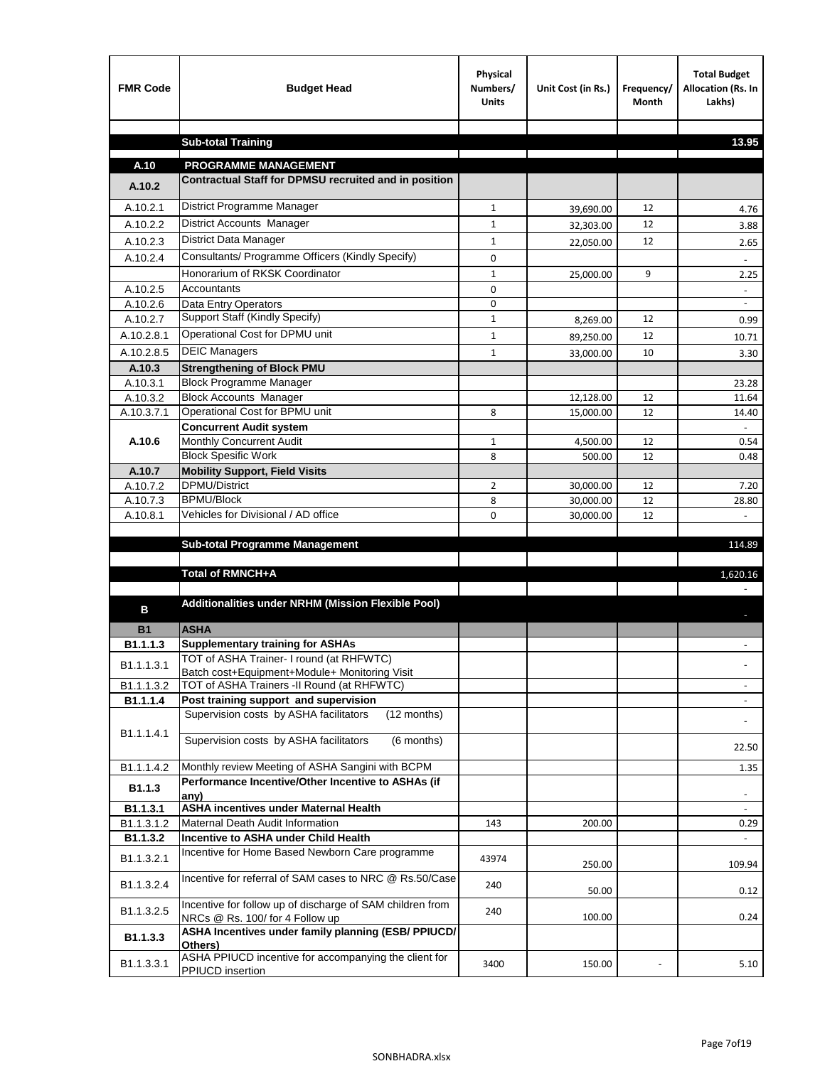| FMR Code | Budget Head | Physical Numbers/ Units | Unit Cost (in Rs.) | Frequency/ Month | Total Budget Allocation (Rs. In Lakhs) |
|---|---|---|---|---|---|
| | | | | | |
| | **Sub-total Training** | | | | **13.95** |
| | | | | | |
| **A.10** | **PROGRAMME MANAGEMENT** | | | | |
| **A.10.2** | **Contractual Staff for DPMSU recruited and in position** | | | | |
| A.10.2.1 | District Programme Manager | 1 | 39,690.00 | 12 | 4.76 |
| A.10.2.2 | District Accounts Manager | 1 | 32,303.00 | 12 | 3.88 |
| A.10.2.3 | District Data Manager | 1 | 22,050.00 | 12 | 2.65 |
| A.10.2.4 | Consultants/ Programme Officers (Kindly Specify) | 0 | | | - |
| | Honorarium of RKSK Coordinator | 1 | 25,000.00 | 9 | 2.25 |
| A.10.2.5 | Accountants | 0 | | | - |
| A.10.2.6 | Data Entry Operators | 0 | | | - |
| A.10.2.7 | Support Staff (Kindly Specify) | 1 | 8,269.00 | 12 | 0.99 |
| A.10.2.8.1 | Operational Cost for DPMU unit | 1 | 89,250.00 | 12 | 10.71 |
| A.10.2.8.5 | DEIC Managers | 1 | 33,000.00 | 10 | 3.30 |
| **A.10.3** | **Strengthening of Block PMU** | | | | |
| A.10.3.1 | Block Programme Manager | | | | 23.28 |
| A.10.3.2 | Block Accounts Manager | | 12,128.00 | 12 | 11.64 |
| A.10.3.7.1 | Operational Cost for BPMU unit | 8 | 15,000.00 | 12 | 14.40 |
| **A.10.6** | **Concurrent Audit system** | | | | - |
| | Monthly Concurrent Audit | 1 | 4,500.00 | 12 | 0.54 |
| | Block Spesific Work | 8 | 500.00 | 12 | 0.48 |
| **A.10.7** | **Mobility Support, Field Visits** | | | | |
| A.10.7.2 | DPMU/District | 2 | 30,000.00 | 12 | 7.20 |
| A.10.7.3 | BPMU/Block | 8 | 30,000.00 | 12 | 28.80 |
| A.10.8.1 | Vehicles for Divisional / AD office | 0 | 30,000.00 | 12 | - |
| | | | | | |
| | **Sub-total Programme Management** | | | | 114.89 |
| | | | | | |
| | **Total of RMNCH+A** | | | | 1,620.16 |
| | | | | | - |
| **B** | **Additionalities under NRHM (Mission Flexible Pool)** | | | | - |
| **B1** | **ASHA** | | | | |
| **B1.1.1.3** | **Supplementary training for ASHAs** | | | | - |
| B1.1.1.3.1 | TOT of ASHA Trainer- I round (at RHFWTC) Batch cost+Equipment+Module+ Monitoring Visit | | | | - |
| B1.1.1.3.2 | TOT of ASHA Trainers -II Round (at RHFWTC) | | | | - |
| **B1.1.1.4** | **Post training support and supervision** | | | | - |
| B1.1.1.4.1 | Supervision costs by ASHA facilitators (12 months) | | | | - |
| | Supervision costs by ASHA facilitators (6 months) | | | | 22.50 |
| B1.1.1.4.2 | Monthly review Meeting of ASHA Sangini with BCPM | | | | 1.35 |
| **B1.1.3** | **Performance Incentive/Other Incentive to ASHAs (if any)** | | | | - |
| **B1.1.3.1** | **ASHA incentives under Maternal Health** | | | | - |
| B1.1.3.1.2 | Maternal Death Audit Information | 143 | 200.00 | | 0.29 |
| **B1.1.3.2** | **Incentive to ASHA under Child Health** | | | | - |
| B1.1.3.2.1 | Incentive for Home Based Newborn Care programme | 43974 | 250.00 | | 109.94 |
| B1.1.3.2.4 | Incentive for referral of SAM cases to NRC @ Rs.50/Case | 240 | 50.00 | | 0.12 |
| B1.1.3.2.5 | Incentive for follow up of discharge of SAM children from NRCs @ Rs. 100/ for 4 Follow up | 240 | 100.00 | | 0.24 |
| **B1.1.3.3** | **ASHA Incentives under family planning (ESB/ PPIUCD/ Others)** | | | | |
| B1.1.3.3.1 | ASHA PPIUCD incentive for accompanying the client for PPIUCD insertion | 3400 | 150.00 | - | 5.10 |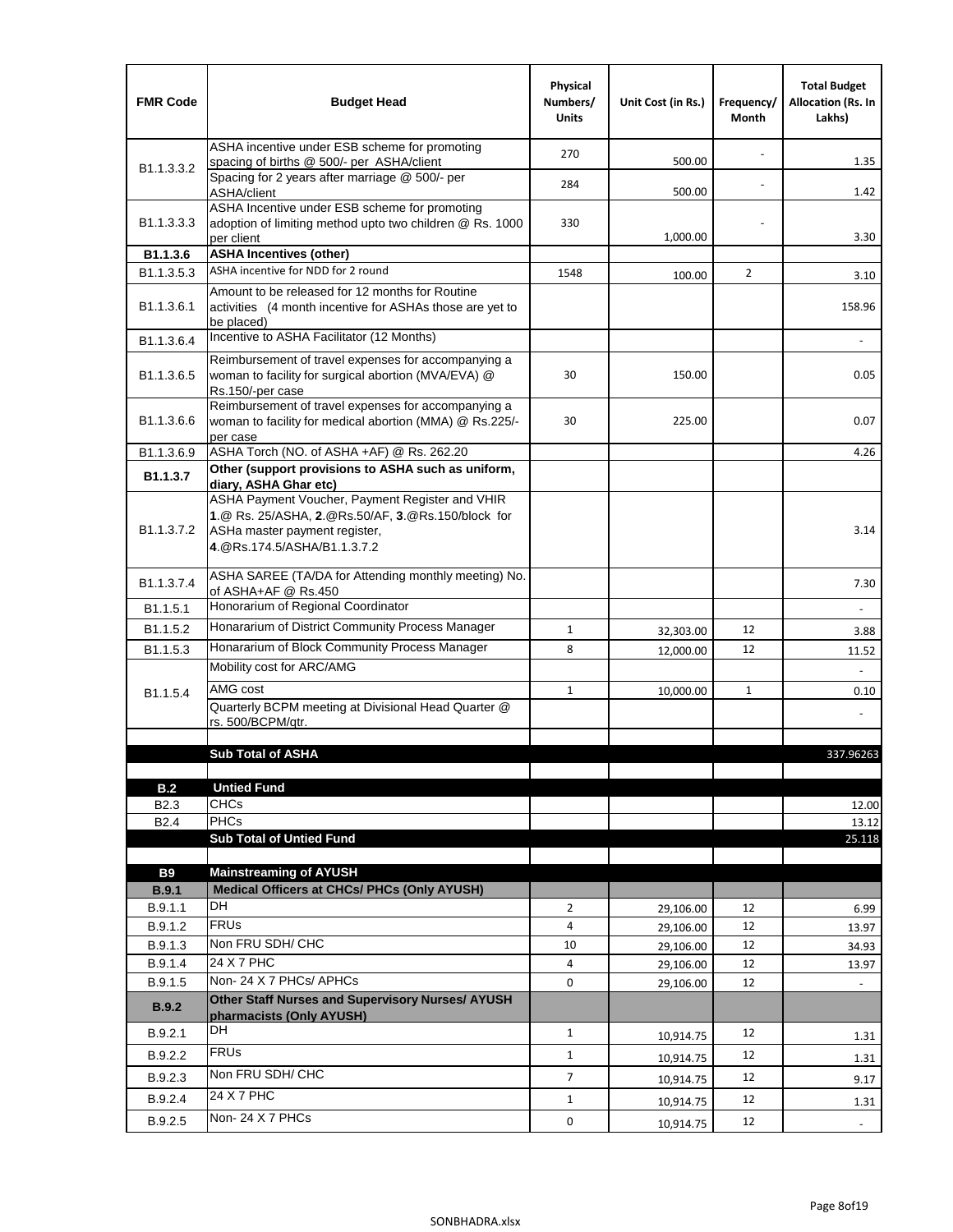| FMR Code | Budget Head | Physical Numbers/ Units | Unit Cost (in Rs.) | Frequency/ Month | Total Budget Allocation (Rs. In Lakhs) |
|---|---|---|---|---|---|
| B1.1.3.3.2 | ASHA incentive under ESB scheme for promoting spacing of births @ 500/- per ASHA/client | 270 | 500.00 | - | 1.35 |
| | Spacing for 2 years after marriage @ 500/- per ASHA/client | 284 | 500.00 | - | 1.42 |
| B1.1.3.3.3 | ASHA Incentive under ESB scheme for promoting adoption of limiting method upto two children @ Rs. 1000 per client | 330 | 1,000.00 | - | 3.30 |
| **B1.1.3.6** | **ASHA Incentives (other)** | | | | |
| B1.1.3.5.3 | ASHA incentive for NDD for 2 round | 1548 | 100.00 | 2 | 3.10 |
| B1.1.3.6.1 | Amount to be released for 12 months for Routine activities (4 month incentive for ASHAs those are yet to be placed) | | | | 158.96 |
| B1.1.3.6.4 | Incentive to ASHA Facilitator (12 Months) | | | | - |
| B1.1.3.6.5 | Reimbursement of travel expenses for accompanying a woman to facility for surgical abortion (MVA/EVA) @ Rs.150/-per case | 30 | 150.00 | | 0.05 |
| B1.1.3.6.6 | Reimbursement of travel expenses for accompanying a woman to facility for medical abortion (MMA) @ Rs.225/- per case | 30 | 225.00 | | 0.07 |
| B1.1.3.6.9 | ASHA Torch (NO. of ASHA +AF) @ Rs. 262.20 | | | | 4.26 |
| **B1.1.3.7** | **Other (support provisions to ASHA such as uniform, diary, ASHA Ghar etc)** | | | | |
| B1.1.3.7.2 | ASHA Payment Voucher, Payment Register and VHIR **1**.@ Rs. 25/ASHA, **2**.@Rs.50/AF, **3**.@Rs.150/block for ASHa master payment register, **4**.@Rs.174.5/ASHA/B1.1.3.7.2 | | | | 3.14 |
| B1.1.3.7.4 | ASHA SAREE (TA/DA for Attending monthly meeting) No. of ASHA+AF @ Rs.450 | | | | 7.30 |
| B1.1.5.1 | Honorarium of Regional Coordinator | | | | - |
| B1.1.5.2 | Honararium of District Community Process Manager | 1 | 32,303.00 | 12 | 3.88 |
| B1.1.5.3 | Honararium of Block Community Process Manager | 8 | 12,000.00 | 12 | 11.52 |
| B1.1.5.4 | Mobility cost for ARC/AMG | | | | - |
| | AMG cost | 1 | 10,000.00 | 1 | 0.10 |
| | Quarterly BCPM meeting at Divisional Head Quarter @ rs. 500/BCPM/qtr. | | | | - |
| | | | | | |
| | **Sub Total of ASHA** | | | | 337.96263 |
| | | | | | |
| **B.2** | **Untied Fund** | | | | |
| B2.3 | CHCs | | | | 12.00 |
| B2.4 | PHCs | | | | 13.12 |
| | **Sub Total of Untied Fund** | | | | 25.118 |
| | | | | | |
| **B9** | **Mainstreaming of AYUSH** | | | | |
| **B.9.1** | **Medical Officers at CHCs/ PHCs (Only AYUSH)** | | | | |
| B.9.1.1 | DH | 2 | 29,106.00 | 12 | 6.99 |
| B.9.1.2 | FRUs | 4 | 29,106.00 | 12 | 13.97 |
| B.9.1.3 | Non FRU SDH/ CHC | 10 | 29,106.00 | 12 | 34.93 |
| B.9.1.4 | 24 X 7 PHC | 4 | 29,106.00 | 12 | 13.97 |
| B.9.1.5 | Non- 24 X 7 PHCs/ APHCs | 0 | 29,106.00 | 12 | - |
| **B.9.2** | **Other Staff Nurses and Supervisory Nurses/ AYUSH pharmacists (Only AYUSH)** | | | | |
| B.9.2.1 | DH | 1 | 10,914.75 | 12 | 1.31 |
| B.9.2.2 | FRUs | 1 | 10,914.75 | 12 | 1.31 |
| B.9.2.3 | Non FRU SDH/ CHC | 7 | 10,914.75 | 12 | 9.17 |
| B.9.2.4 | 24 X 7 PHC | 1 | 10,914.75 | 12 | 1.31 |
| B.9.2.5 | Non- 24 X 7 PHCs | 0 | 10,914.75 | 12 | - |

SONBHADRA.xlsx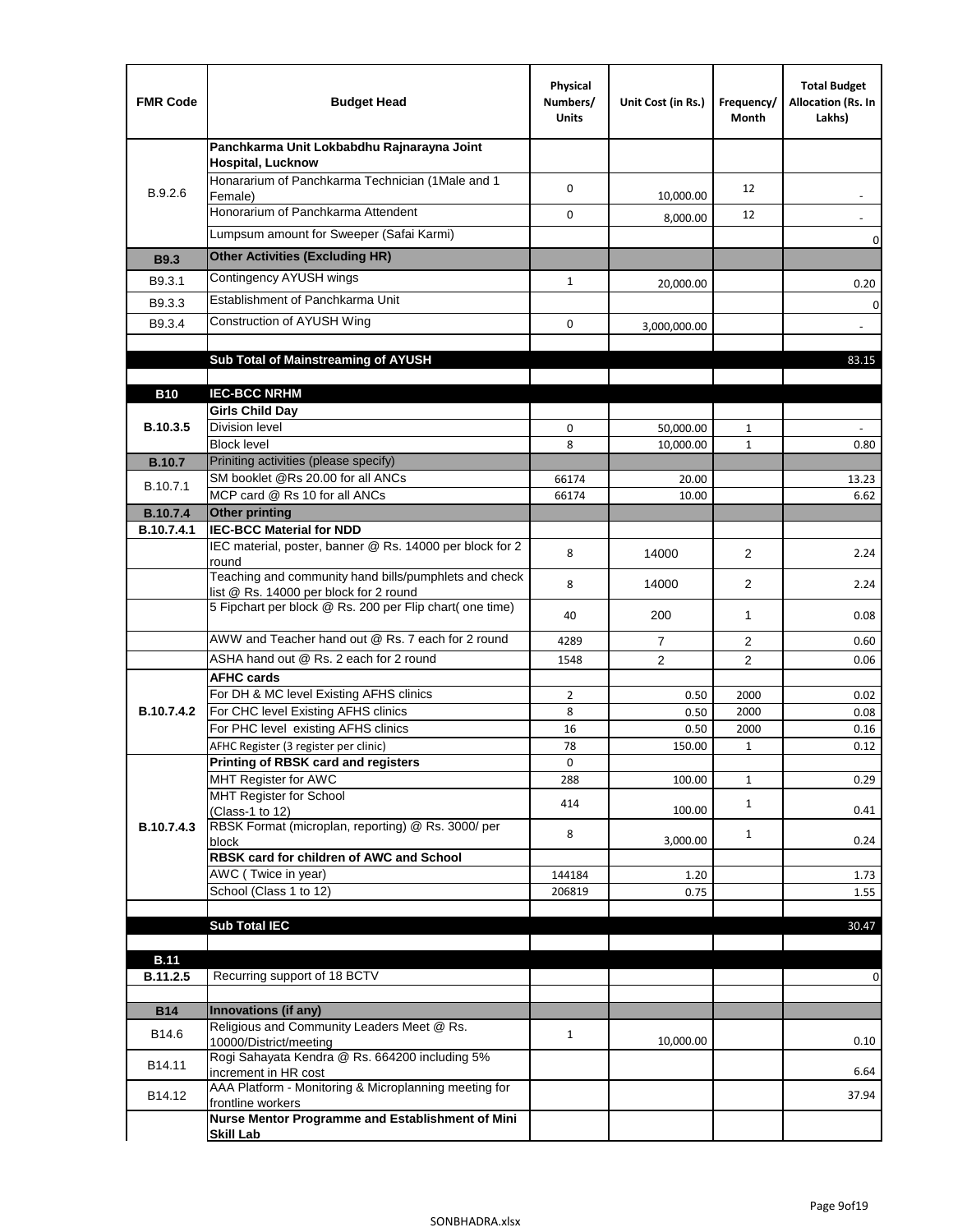| FMR Code | Budget Head | Physical Numbers/ Units | Unit Cost (in Rs.) | Frequency/ Month | Total Budget Allocation (Rs. In Lakhs) |
|---|---|---|---|---|---|
| B.9.2.6 | **Panchkarma Unit Lokbabdhu Rajnarayna Joint Hospital, Lucknow** | | | | |
| | Honararium of Panchkarma Technician (1Male and 1 Female) | 0 | 10,000.00 | 12 | - |
| | Honorarium of Panchkarma Attendent | 0 | 8,000.00 | 12 | - |
| | Lumpsum amount for Sweeper (Safai Karmi) | | | | 0 |
| **B9.3** | **Other Activities (Excluding HR)** | | | | |
| B9.3.1 | Contingency AYUSH wings | 1 | 20,000.00 | | 0.20 |
| B9.3.3 | Establishment of Panchkarma Unit | | | | 0 |
| B9.3.4 | Construction of AYUSH Wing | 0 | 3,000,000.00 | | - |
| | | | | | |
| | **Sub Total of Mainstreaming of AYUSH** | | | | 83.15 |
| | | | | | |
| **B10** | **IEC-BCC NRHM** | | | | |
| **B.10.3.5** | **Girls Child Day** | | | | |
| | Division level | 0 | 50,000.00 | 1 | - |
| | Block level | 8 | 10,000.00 | 1 | 0.80 |
| **B.10.7** | Priniting activities (please specify) | | | | |
| B.10.7.1 | SM booklet @Rs 20.00 for all ANCs | 66174 | 20.00 | | 13.23 |
| | MCP card @ Rs 10 for all ANCs | 66174 | 10.00 | | 6.62 |
| **B.10.7.4** | **Other printing** | | | | |
| **B.10.7.4.1** | **IEC-BCC Material for NDD** | | | | |
| | IEC material, poster, banner @ Rs. 14000 per block for 2 round | 8 | 14000 | 2 | 2.24 |
| | Teaching and community hand bills/pumphlets and check list @ Rs. 14000 per block for 2 round | 8 | 14000 | 2 | 2.24 |
| | 5 Fipchart per block @ Rs. 200 per Flip chart( one time) | 40 | 200 | 1 | 0.08 |
| | AWW and Teacher hand out @ Rs. 7 each for 2 round | 4289 | 7 | 2 | 0.60 |
| | ASHA hand out @ Rs. 2 each for 2 round | 1548 | 2 | 2 | 0.06 |
| **B.10.7.4.2** | **AFHC cards** | | | | |
| | For DH & MC level Existing AFHS clinics | 2 | 0.50 | 2000 | 0.02 |
| | For CHC level Existing AFHS clinics | 8 | 0.50 | 2000 | 0.08 |
| | For PHC level existing AFHS clinics | 16 | 0.50 | 2000 | 0.16 |
| | AFHC Register (3 register per clinic) | 78 | 150.00 | 1 | 0.12 |
| **B.10.7.4.3** | **Printing of RBSK card and registers** | 0 | | | |
| | MHT Register for AWC | 288 | 100.00 | 1 | 0.29 |
| | MHT Register for School (Class-1 to 12) | 414 | 100.00 | 1 | 0.41 |
| | RBSK Format (microplan, reporting) @ Rs. 3000/ per block | 8 | 3,000.00 | 1 | 0.24 |
| | **RBSK card for children of AWC and School** | | | | |
| | AWC ( Twice in year) | 144184 | 1.20 | | 1.73 |
| | School (Class 1 to 12) | 206819 | 0.75 | | 1.55 |
| | | | | | |
| | **Sub Total IEC** | | | | 30.47 |
| | | | | | |
| **B.11** | | | | | |
| **B.11.2.5** | Recurring support of 18 BCTV | | | | 0 |
| | | | | | |
| **B14** | **Innovations (if any)** | | | | |
| B14.6 | Religious and Community Leaders Meet @ Rs. 10000/District/meeting | 1 | 10,000.00 | | 0.10 |
| B14.11 | Rogi Sahayata Kendra @ Rs. 664200 including 5% increment in HR cost | | | | 6.64 |
| B14.12 | AAA Platform - Monitoring & Microplanning meeting for frontline workers | | | | 37.94 |
| | **Nurse Mentor Programme and Establishment of Mini Skill Lab** | | | | |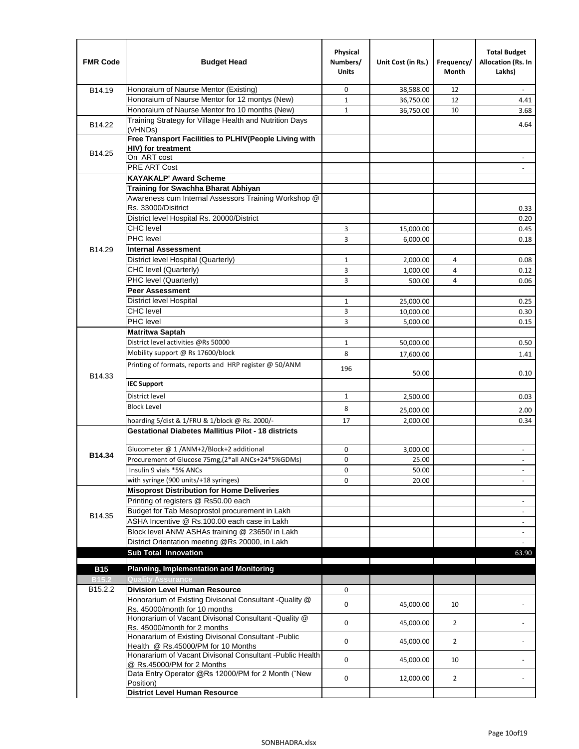| FMR Code | Budget Head | Physical Numbers/ Units | Unit Cost (in Rs.) | Frequency/ Month | Total Budget Allocation (Rs. In Lakhs) |
|---|---|---|---|---|---|
| B14.19 | Honoraium of Naurse Mentor (Existing) | 0 | 38,588.00 | 12 | - |
| | Honoraium of Naurse Mentor for 12 montys (New) | 1 | 36,750.00 | 12 | 4.41 |
| | Honoraium of Naurse Mentor fro 10 months (New) | 1 | 36,750.00 | 10 | 3.68 |
| B14.22 | Training Strategy for Village Health and Nutrition Days (VHNDs) | | | | 4.64 |
| B14.25 | **Free Transport Facilities to PLHIV(People Living with HIV) for treatment** | | | | |
| | On ART cost | | | | - |
| | PRE ART Cost | | | | - |
| B14.29 | **KAYAKALP' Award Scheme** | | | | |
| | **Training for Swachha Bharat Abhiyan** | | | | |
| | Awareness cum Internal Assessors Training Workshop @ Rs. 33000/Disitrict | | | | 0.33 |
| | District level Hospital Rs. 20000/District | | | | 0.20 |
| | CHC level | 3 | 15,000.00 | | 0.45 |
| | PHC level | 3 | 6,000.00 | | 0.18 |
| | **Internal Assessment** | | | | |
| | District level Hospital (Quarterly) | 1 | 2,000.00 | 4 | 0.08 |
| | CHC level (Quarterly) | 3 | 1,000.00 | 4 | 0.12 |
| | PHC level (Quarterly) | 3 | 500.00 | 4 | 0.06 |
| | **Peer Assessment** | | | | |
| | District level Hospital | 1 | 25,000.00 | | 0.25 |
| | CHC level | 3 | 10,000.00 | | 0.30 |
| | PHC level | 3 | 5,000.00 | | 0.15 |
| B14.33 | **Matritwa Saptah** | | | | |
| | District level activities @Rs 50000 | 1 | 50,000.00 | | 0.50 |
| | Mobility support @ Rs 17600/block | 8 | 17,600.00 | | 1.41 |
| | Printing of formats, reports and HRP register @ 50/ANM | 196 | 50.00 | | 0.10 |
| | **IEC Support** | | | | |
| | District level | 1 | 2,500.00 | | 0.03 |
| | Block Level | 8 | 25,000.00 | | 2.00 |
| | hoarding 5/dist & 1/FRU & 1/block @ Rs. 2000/- | 17 | 2,000.00 | | 0.34 |
| **B14.34** | **Gestational Diabetes Mallitius Pilot - 18 districts** | | | | |
| | Glucometer @ 1 /ANM+2/Block+2 additional | 0 | 3,000.00 | | - |
| | Procurement of Glucose 75mg,(2*all ANCs+24*5%GDMs) | 0 | 25.00 | | - |
| | Insulin 9 vials *5% ANCs | 0 | 50.00 | | - |
| | with syringe (900 units/+18 syringes) | 0 | 20.00 | | - |
| B14.35 | **Misoprost Distribution for Home Deliveries** | | | | |
| | Printing of registers @ Rs50.00 each | | | | - |
| | Budget for Tab Mesoprostol procurement in Lakh | | | | - |
| | ASHA Incentive @ Rs.100.00 each case in Lakh | | | | - |
| | Block level ANM/ ASHAs training @ 23650/ in Lakh | | | | - |
| | District Orientation meeting @Rs 20000, in Lakh | | | | - |
| | **Sub Total Innovation** | | | | 63.90 |
| **B15** | **Planning, Implementation and Monitoring** | | | | |
| **B15.2** | **Quality Assurance** | | | | |
| B15.2.2 | **Division Level Human Resource** | 0 | | | |
| | Honorarium of Existing Divisonal Consultant -Quality @ Rs. 45000/month for 10 months | 0 | 45,000.00 | 10 | - |
| | Honorarium of Vacant Divisonal Consultant -Quality @ Rs. 45000/month for 2 months | 0 | 45,000.00 | 2 | - |
| | Honararium of Existing Divisonal Consultant -Public Health @ Rs.45000/PM for 10 Months | 0 | 45,000.00 | 2 | - |
| | Honararium of Vacant Divisonal Consultant -Public Health @ Rs.45000/PM for 2 Months | 0 | 45,000.00 | 10 | - |
| | Data Entry Operator @Rs 12000/PM for 2 Month ("New Position) | 0 | 12,000.00 | 2 | - |
| | **District Level Human Resource** | | | | |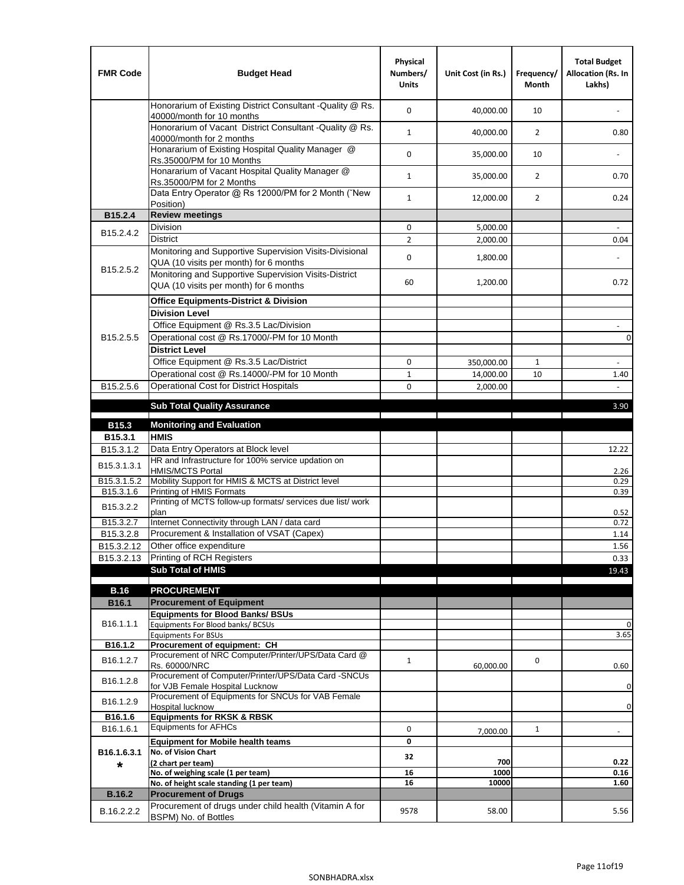| FMR Code | Budget Head | Physical Numbers/ Units | Unit Cost (in Rs.) | Frequency/ Month | Total Budget Allocation (Rs. In Lakhs) |
|---|---|---|---|---|---|
| | Honorarium of Existing District Consultant -Quality @ Rs. 40000/month for 10 months | 0 | 40,000.00 | 10 | - |
| | Honorarium of Vacant District Consultant -Quality @ Rs. 40000/month for 2 months | 1 | 40,000.00 | 2 | 0.80 |
| | Honararium of Existing Hospital Quality Manager @ Rs.35000/PM for 10 Months | 0 | 35,000.00 | 10 | - |
| | Honararium of Vacant Hospital Quality Manager @ Rs.35000/PM for 2 Months | 1 | 35,000.00 | 2 | 0.70 |
| | Data Entry Operator @ Rs 12000/PM for 2 Month ("New Position) | 1 | 12,000.00 | 2 | 0.24 |
| **B15.2.4** | **Review meetings** | | | | |
| B15.2.4.2 | Division | 0 | 5,000.00 | | - |
| | District | 2 | 2,000.00 | | 0.04 |
| B15.2.5.2 | Monitoring and Supportive Supervision Visits-Divisional QUA (10 visits per month) for 6 months | 0 | 1,800.00 | | - |
| | Monitoring and Supportive Supervision Visits-District QUA (10 visits per month) for 6 months | 60 | 1,200.00 | | 0.72 |
| B15.2.5.5 | **Office Equipments-District & Division** | | | | |
| | **Division Level** | | | | |
| | Office Equipment @ Rs.3.5 Lac/Division | | | | - |
| | Operational cost @ Rs.17000/-PM for 10 Month | | | | 0 |
| | **District Level** | | | | |
| | Office Equipment @ Rs.3.5 Lac/District | 0 | 350,000.00 | 1 | - |
| | Operational cost @ Rs.14000/-PM for 10 Month | 1 | 14,000.00 | 10 | 1.40 |
| B15.2.5.6 | Operational Cost for District Hospitals | 0 | 2,000.00 | | - |
| | **Sub Total Quality Assurance** | | | | 3.90 |
| **B15.3** | **Monitoring and Evaluation** | | | | |
| **B15.3.1** | **HMIS** | | | | |
| B15.3.1.2 | Data Entry Operators at Block level | | | | 12.22 |
| B15.3.1.3.1 | HR and Infrastructure for 100% service updation on HMIS/MCTS Portal | | | | 2.26 |
| B15.3.1.5.2 | Mobility Support for HMIS & MCTS at District level | | | | 0.29 |
| B15.3.1.6 | Printing of HMIS Formats | | | | 0.39 |
| B15.3.2.2 | Printing of MCTS follow-up formats/ services due list/ work plan | | | | 0.52 |
| B15.3.2.7 | Internet Connectivity through LAN / data card | | | | 0.72 |
| B15.3.2.8 | Procurement & Installation of VSAT (Capex) | | | | 1.14 |
| B15.3.2.12 | Other office expenditure | | | | 1.56 |
| B15.3.2.13 | Printing of RCH Registers | | | | 0.33 |
| | **Sub Total of HMIS** | | | | 19.43 |
| **B.16** | **PROCUREMENT** | | | | |
| **B16.1** | **Procurement of Equipment** | | | | |
| B16.1.1.1 | **Equipments for Blood Banks/ BSUs** | | | | |
| | Equipments For Blood banks/ BCSUs | | | | 0 |
| | Equipments For BSUs | | | | 3.65 |
| **B16.1.2** | **Procurement of equipment: CH** | | | | |
| B16.1.2.7 | Procurement of NRC Computer/Printer/UPS/Data Card @ Rs. 60000/NRC | 1 | 60,000.00 | 0 | 0.60 |
| B16.1.2.8 | Procurement of Computer/Printer/UPS/Data Card -SNCUs for VJB Female Hospital Lucknow | | | | 0 |
| B16.1.2.9 | Procurement of Equipments for SNCUs for VAB Female Hospital lucknow | | | | 0 |
| **B16.1.6** | **Equipments for RKSK & RBSK** | | | | |
| B16.1.6.1 | Equipments for AFHCs | 0 | 7,000.00 | 1 | - |
| B16.1.6.3.1 * | **Equipment for Mobile health teams** | 0 | | | |
| | **No. of Vision Chart (2 chart per team)** | 32 | 700 | | 0.22 |
| | **No. of weighing scale (1 per team)** | 16 | 1000 | | 0.16 |
| | **No. of height scale standing (1 per team)** | 16 | 10000 | | 1.60 |
| **B.16.2** | **Procurement of Drugs** | | | | |
| B.16.2.2.2 | Procurement of drugs under child health (Vitamin A for BSPM) No. of Bottles | 9578 | 58.00 | | 5.56 |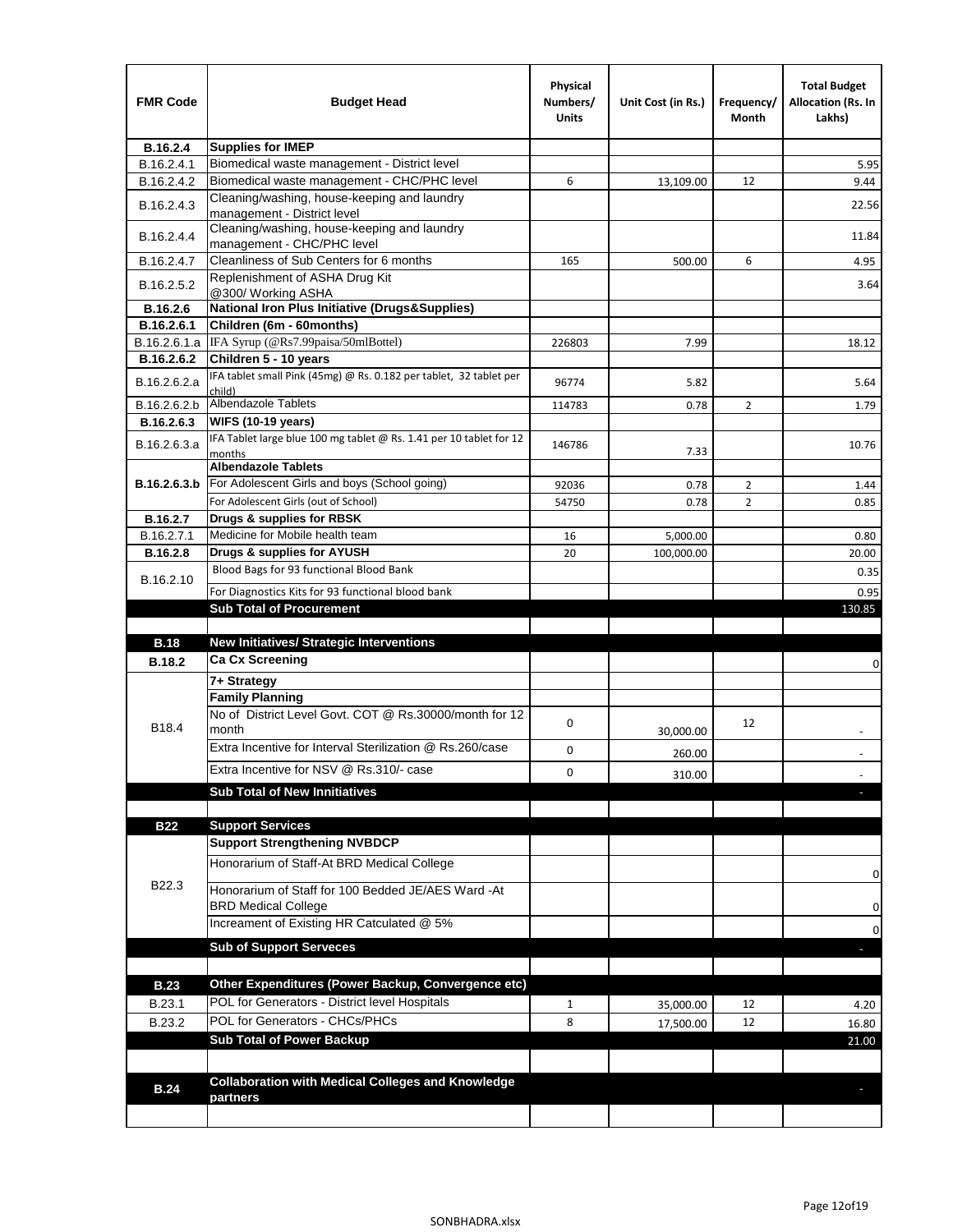| FMR Code | Budget Head | Physical Numbers/ Units | Unit Cost (in Rs.) | Frequency/ Month | Total Budget Allocation (Rs. In Lakhs) |
|---|---|---|---|---|---|
| **B.16.2.4** | **Supplies for IMEP** | | | | |
| B.16.2.4.1 | Biomedical waste management - District level | | | | 5.95 |
| B.16.2.4.2 | Biomedical waste management - CHC/PHC level | 6 | 13,109.00 | 12 | 9.44 |
| B.16.2.4.3 | Cleaning/washing, house-keeping and laundry management - District level | | | | 22.56 |
| B.16.2.4.4 | Cleaning/washing, house-keeping and laundry management - CHC/PHC level | | | | 11.84 |
| B.16.2.4.7 | Cleanliness of Sub Centers for 6 months | 165 | 500.00 | 6 | 4.95 |
| B.16.2.5.2 | Replenishment of ASHA Drug Kit @300/ Working ASHA | | | | 3.64 |
| **B.16.2.6** | **National Iron Plus Initiative (Drugs&Supplies)** | | | | |
| **B.16.2.6.1** | **Children (6m - 60months)** | | | | |
| B.16.2.6.1.a | IFA Syrup (@Rs7.99paisa/50mlBottel) | 226803 | 7.99 | | 18.12 |
| **B.16.2.6.2** | **Children 5 - 10 years** | | | | |
| B.16.2.6.2.a | IFA tablet small Pink (45mg) @ Rs. 0.182 per tablet, 32 tablet per child) | 96774 | 5.82 | | 5.64 |
| B.16.2.6.2.b | Albendazole Tablets | 114783 | 0.78 | 2 | 1.79 |
| **B.16.2.6.3** | **WIFS (10-19 years)** | | | | |
| B.16.2.6.3.a | IFA Tablet large blue 100 mg tablet @ Rs. 1.41 per 10 tablet for 12 months | 146786 | 7.33 | | 10.76 |
| **B.16.2.6.3.b** | **Albendazole Tablets** | | | | |
| | For Adolescent Girls and boys (School going) | 92036 | 0.78 | 2 | 1.44 |
| | For Adolescent Girls (out of School) | 54750 | 0.78 | 2 | 0.85 |
| **B.16.2.7** | **Drugs & supplies for RBSK** | | | | |
| B.16.2.7.1 | Medicine for Mobile health team | 16 | 5,000.00 | | 0.80 |
| **B.16.2.8** | **Drugs & supplies for AYUSH** | 20 | 100,000.00 | | 20.00 |
| B.16.2.10 | Blood Bags for 93 functional Blood Bank | | | | 0.35 |
| | For Diagnostics Kits for 93 functional blood bank | | | | 0.95 |
| | **Sub Total of Procurement** | | | | 130.85 |
| | | | | | |
| **B.18** | **New Initiatives/ Strategic Interventions** | | | | |
| **B.18.2** | **Ca Cx Screening** | | | | 0 |
| B18.4 | **7+ Strategy** | | | | |
| | **Family Planning** | | | | |
| | No of District Level Govt. COT @ Rs.30000/month for 12 month | 0 | 30,000.00 | 12 | - |
| | Extra Incentive for Interval Sterilization @ Rs.260/case | 0 | 260.00 | | - |
| | Extra Incentive for NSV @ Rs.310/- case | 0 | 310.00 | | - |
| | **Sub Total of New Innitiatives** | | | | - |
| | | | | | |
| **B22** | **Support Services** | | | | |
| B22.3 | **Support Strengthening NVBDCP** | | | | |
| | Honorarium of Staff-At BRD Medical College | | | | 0 |
| | Honorarium of Staff for 100 Bedded JE/AES Ward -At BRD Medical College | | | | 0 |
| | Increament of Existing HR Catculated @ 5% | | | | 0 |
| | **Sub of Support Serveces** | | | | - |
| | | | | | |
| **B.23** | **Other Expenditures (Power Backup, Convergence etc)** | | | | |
| B.23.1 | POL for Generators - District level Hospitals | 1 | 35,000.00 | 12 | 4.20 |
| B.23.2 | POL for Generators - CHCs/PHCs | 8 | 17,500.00 | 12 | 16.80 |
| | **Sub Total of Power Backup** | | | | 21.00 |
| | | | | | |
| **B.24** | **Collaboration with Medical Colleges and Knowledge partners** | | | | - |
| | | | | | |

SONBHADRA.xlsx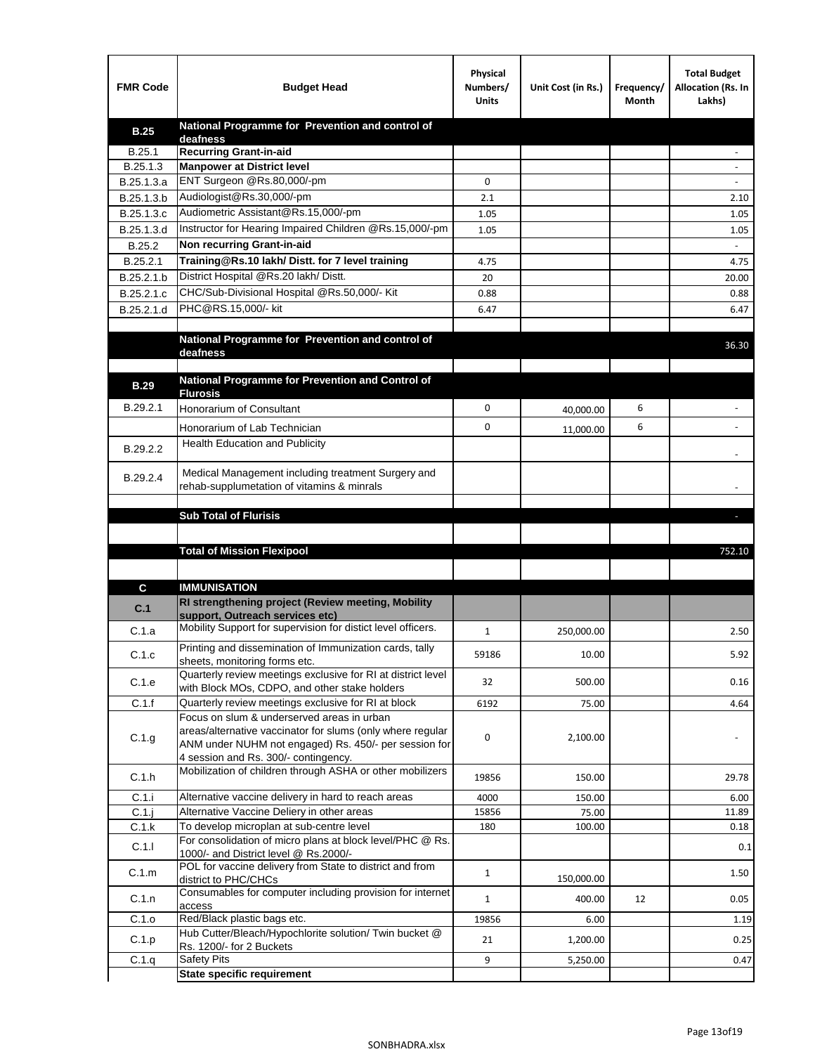| FMR Code | Budget Head | Physical Numbers/ Units | Unit Cost (in Rs.) | Frequency/ Month | Total Budget Allocation (Rs. In Lakhs) |
|---|---|---|---|---|---|
| **B.25** | **National Programme for Prevention and control of deafness** | | | | |
| B.25.1 | **Recurring Grant-in-aid** | | | | - |
| B.25.1.3 | **Manpower at District level** | | | | - |
| B.25.1.3.a | ENT Surgeon @Rs.80,000/-pm | 0 | | | - |
| B.25.1.3.b | Audiologist@Rs.30,000/-pm | 2.1 | | | 2.10 |
| B.25.1.3.c | Audiometric Assistant@Rs.15,000/-pm | 1.05 | | | 1.05 |
| B.25.1.3.d | Instructor for Hearing Impaired Children @Rs.15,000/-pm | 1.05 | | | 1.05 |
| B.25.2 | **Non recurring Grant-in-aid** | | | | - |
| B.25.2.1 | **Training@Rs.10 lakh/ Distt. for 7 level training** | 4.75 | | | 4.75 |
| B.25.2.1.b | District Hospital @Rs.20 lakh/ Distt. | 20 | | | 20.00 |
| B.25.2.1.c | CHC/Sub-Divisional Hospital @Rs.50,000/- Kit | 0.88 | | | 0.88 |
| B.25.2.1.d | PHC@RS.15,000/- kit | 6.47 | | | 6.47 |
| | | | | | |
| | **National Programme for Prevention and control of deafness** | | | | 36.30 |
| | | | | | |
| **B.29** | **National Programme for Prevention and Control of Flurosis** | | | | |
| B.29.2.1 | Honorarium of Consultant | 0 | 40,000.00 | 6 | - |
| | Honorarium of Lab Technician | 0 | 11,000.00 | 6 | - |
| B.29.2.2 | Health Education and Publicity | | | | - |
| B.29.2.4 | Medical Management including treatment Surgery and rehab-supplumetation of vitamins & minrals | | | | - |
| | | | | | |
| | **Sub Total of Flurisis** | | | | - |
| | | | | | |
| | **Total of Mission Flexipool** | | | | 752.10 |
| | | | | | |
| **C** | **IMMUNISATION** | | | | |
| **C.1** | **RI strengthening project (Review meeting, Mobility support, Outreach services etc)** | | | | |
| C.1.a | Mobility Support for supervision for distict level officers. | 1 | 250,000.00 | | 2.50 |
| C.1.c | Printing and dissemination of Immunization cards, tally sheets, monitoring forms etc. | 59186 | 10.00 | | 5.92 |
| C.1.e | Quarterly review meetings exclusive for RI at district level with Block MOs, CDPO, and other stake holders | 32 | 500.00 | | 0.16 |
| C.1.f | Quarterly review meetings exclusive for RI at block | 6192 | 75.00 | | 4.64 |
| C.1.g | Focus on slum & underserved areas in urban areas/alternative vaccinator for slums (only where regular ANM under NUHM not engaged) Rs. 450/- per session for 4 session and Rs. 300/- contingency. | 0 | 2,100.00 | | - |
| C.1.h | Mobilization of children through ASHA or other mobilizers | 19856 | 150.00 | | 29.78 |
| C.1.i | Alternative vaccine delivery in hard to reach areas | 4000 | 150.00 | | 6.00 |
| C.1.j | Alternative Vaccine Deliery in other areas | 15856 | 75.00 | | 11.89 |
| C.1.k | To develop microplan at sub-centre level | 180 | 100.00 | | 0.18 |
| C.1.l | For consolidation of micro plans at block level/PHC @ Rs. 1000/- and District level @ Rs.2000/- | | | | 0.1 |
| C.1.m | POL for vaccine delivery from State to district and from district to PHC/CHCs | 1 | 150,000.00 | | 1.50 |
| C.1.n | Consumables for computer including provision for internet access | 1 | 400.00 | 12 | 0.05 |
| C.1.o | Red/Black plastic bags etc. | 19856 | 6.00 | | 1.19 |
| C.1.p | Hub Cutter/Bleach/Hypochlorite solution/ Twin bucket @ Rs. 1200/- for 2 Buckets | 21 | 1,200.00 | | 0.25 |
| C.1.q | Safety Pits | 9 | 5,250.00 | | 0.47 |
| | **State specific requirement** | | | | |

SONBHADRA.xlsx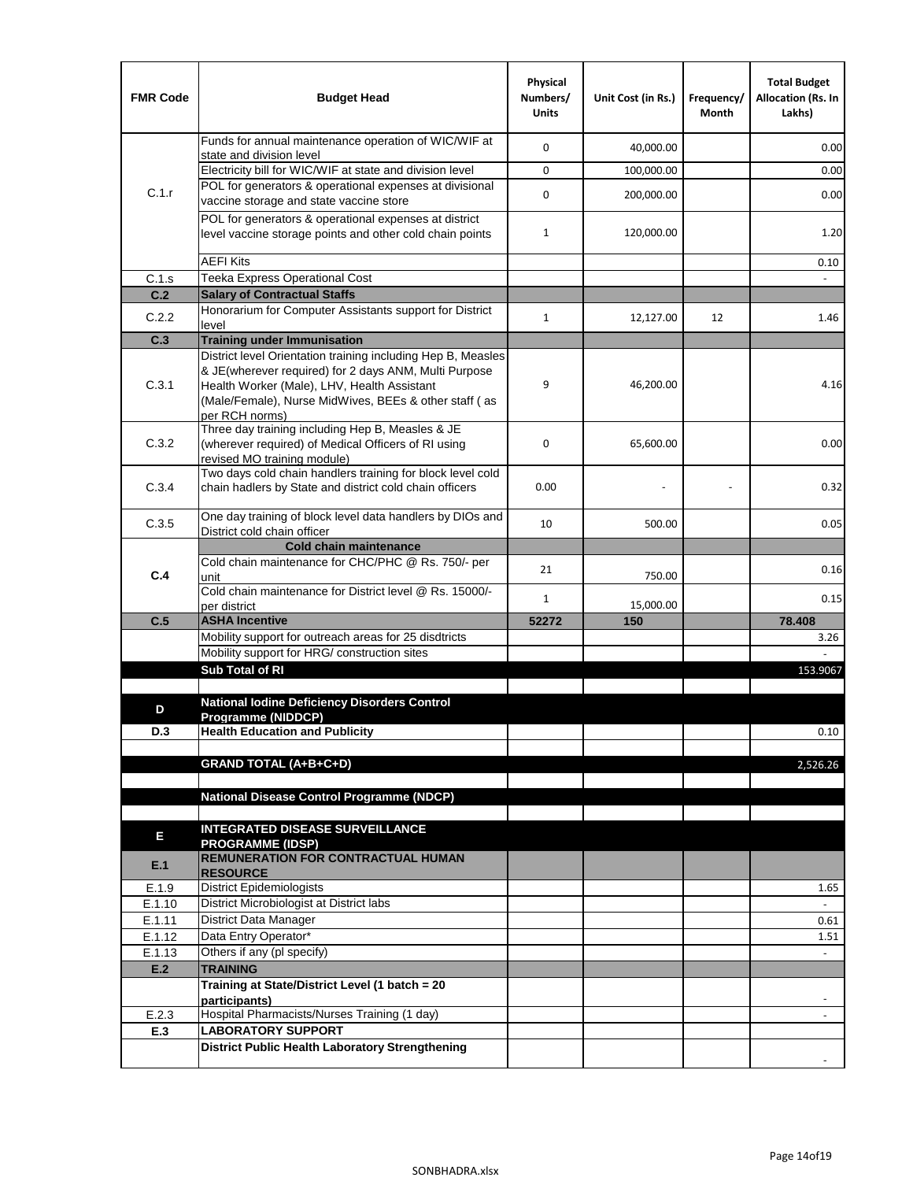| FMR Code | Budget Head | Physical Numbers/ Units | Unit Cost (in Rs.) | Frequency/ Month | Total Budget Allocation (Rs. In Lakhs) |
|---|---|---|---|---|---|
| C.1.r | Funds for annual maintenance operation of WIC/WIF at state and division level | 0 | 40,000.00 | | 0.00 |
| | Electricity bill for WIC/WIF at state and division level | 0 | 100,000.00 | | 0.00 |
| | POL for generators & operational expenses at divisional vaccine storage and state vaccine store | 0 | 200,000.00 | | 0.00 |
| | POL for generators & operational expenses at district level vaccine storage points and other cold chain points | 1 | 120,000.00 | | 1.20 |
| | AEFI Kits | | | | 0.10 |
| C.1.s | Teeka Express Operational Cost | | | | - |
| **C.2** | **Salary of Contractual Staffs** | | | | |
| C.2.2 | Honorarium for Computer Assistants support for District level | 1 | 12,127.00 | 12 | 1.46 |
| **C.3** | **Training under Immunisation** | | | | |
| C.3.1 | District level Orientation training including Hep B, Measles & JE(wherever required) for 2 days ANM, Multi Purpose Health Worker (Male), LHV, Health Assistant (Male/Female), Nurse MidWives, BEEs & other staff ( as per RCH norms) | 9 | 46,200.00 | | 4.16 |
| C.3.2 | Three day training including Hep B, Measles & JE (wherever required) of Medical Officers of RI using revised MO training module) | 0 | 65,600.00 | | 0.00 |
| C.3.4 | Two days cold chain handlers training for block level cold chain hadlers by State and district cold chain officers | 0.00 | - | - | 0.32 |
| C.3.5 | One day training of block level data handlers by DIOs and District cold chain officer | 10 | 500.00 | | 0.05 |
| **C.4** | **Cold chain maintenance** | | | | |
| | Cold chain maintenance for CHC/PHC @ Rs. 750/- per unit | 21 | 750.00 | | 0.16 |
| | Cold chain maintenance for District level @ Rs. 15000/- per district | 1 | 15,000.00 | | 0.15 |
| **C.5** | **ASHA Incentive** | **52272** | **150** | | **78.408** |
| | Mobility support for outreach areas for 25 disdtricts | | | | 3.26 |
| | Mobility support for HRG/ construction sites | | | | - |
| | **Sub Total of RI** | | | | 153.9067 |
| | | | | | |
| **D** | **National Iodine Deficiency Disorders Control Programme (NIDDCP)** | | | | |
| **D.3** | **Health Education and Publicity** | | | | 0.10 |
| | | | | | |
| | **GRAND TOTAL (A+B+C+D)** | | | | 2,526.26 |
| | | | | | |
| | **National Disease Control Programme (NDCP)** | | | | |
| | | | | | |
| **E** | **INTEGRATED DISEASE SURVEILLANCE PROGRAMME (IDSP)** | | | | |
| **E.1** | **REMUNERATION FOR CONTRACTUAL HUMAN RESOURCE** | | | | |
| E.1.9 | District Epidemiologists | | | | 1.65 |
| E.1.10 | District Microbiologist at District labs | | | | - |
| E.1.11 | District Data Manager | | | | 0.61 |
| E.1.12 | Data Entry Operator* | | | | 1.51 |
| E.1.13 | Others if any (pl specify) | | | | - |
| **E.2** | **TRAINING** | | | | |
| | **Training at State/District Level (1 batch = 20 participants)** | | | | - |
| E.2.3 | Hospital Pharmacists/Nurses Training (1 day) | | | | - |
| **E.3** | **LABORATORY SUPPORT** | | | | |
| | **District Public Health Laboratory Strengthening** | | | | - |

SONBHADRA.xlsx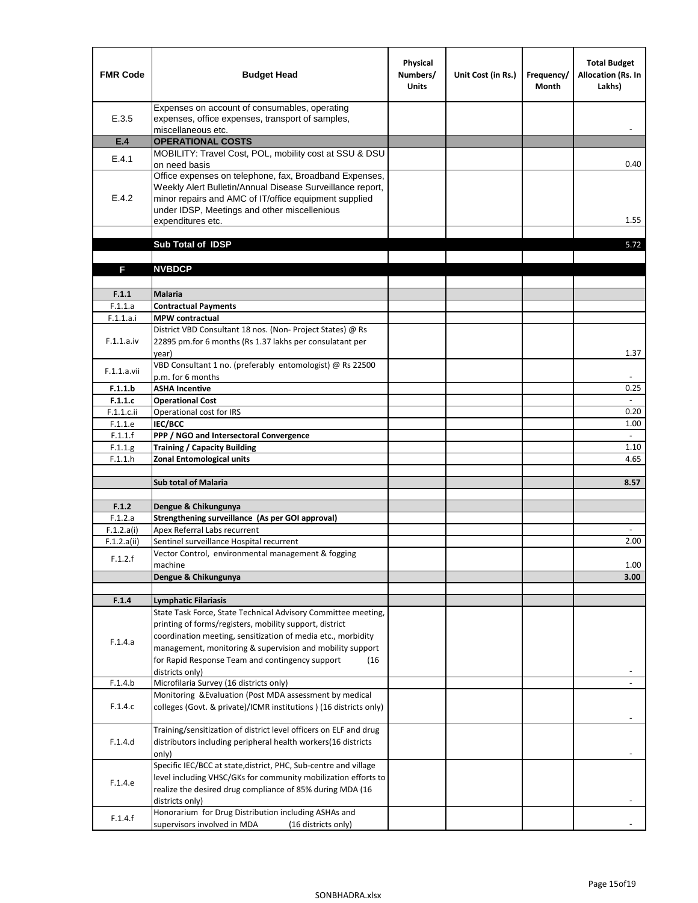| FMR Code | Budget Head | Physical Numbers/ Units | Unit Cost (in Rs.) | Frequency/ Month | Total Budget Allocation (Rs. In Lakhs) |
|---|---|---|---|---|---|
| E.3.5 | Expenses on account of consumables, operating expenses, office expenses, transport of samples, miscellaneous etc. | | | | - |
| **E.4** | **OPERATIONAL COSTS** | | | | |
| E.4.1 | MOBILITY: Travel Cost, POL, mobility cost at SSU & DSU on need basis | | | | 0.40 |
| E.4.2 | Office expenses on telephone, fax, Broadband Expenses, Weekly Alert Bulletin/Annual Disease Surveillance report, minor repairs and AMC of IT/office equipment supplied under IDSP, Meetings and other miscellenious expenditures etc. | | | | 1.55 |
| | | | | | |
| | **Sub Total of IDSP** | | | | 5.72 |
| | | | | | |
| **F** | **NVBDCP** | | | | |
| | | | | | |
| **F.1.1** | **Malaria** | | | | |
| F.1.1.a | **Contractual Payments** | | | | |
| F.1.1.a.i | **MPW contractual** | | | | |
| F.1.1.a.iv | District VBD Consultant 18 nos. (Non- Project States) @ Rs 22895 pm.for 6 months (Rs 1.37 lakhs per consulatant per year) | | | | 1.37 |
| F.1.1.a.vii | VBD Consultant 1 no. (preferably entomologist) @ Rs 22500 p.m. for 6 months | | | | - |
| **F.1.1.b** | **ASHA Incentive** | | | | 0.25 |
| **F.1.1.c** | **Operational Cost** | | | | - |
| F.1.1.c.ii | Operational cost for IRS | | | | 0.20 |
| F.1.1.e | **IEC/BCC** | | | | 1.00 |
| F.1.1.f | **PPP / NGO and Intersectoral Convergence** | | | | - |
| F.1.1.g | **Training / Capacity Building** | | | | 1.10 |
| F.1.1.h | **Zonal Entomological units** | | | | 4.65 |
| | | | | | |
| | **Sub total of Malaria** | | | | **8.57** |
| | | | | | |
| **F.1.2** | **Dengue & Chikungunya** | | | | |
| F.1.2.a | **Strengthening surveillance (As per GOI approval)** | | | | |
| F.1.2.a(i) | Apex Referral Labs recurrent | | | | - |
| F.1.2.a(ii) | Sentinel surveillance Hospital recurrent | | | | 2.00 |
| F.1.2.f | Vector Control, environmental management & fogging machine | | | | 1.00 |
| | **Dengue & Chikungunya** | | | | **3.00** |
| | | | | | |
| **F.1.4** | **Lymphatic Filariasis** | | | | |
| F.1.4.a | State Task Force, State Technical Advisory Committee meeting, printing of forms/registers, mobility support, district coordination meeting, sensitization of media etc., morbidity management, monitoring & supervision and mobility support for Rapid Response Team and contingency support (16 districts only) | | | | - |
| F.1.4.b | Microfilaria Survey (16 districts only) | | | | - |
| F.1.4.c | Monitoring &Evaluation (Post MDA assessment by medical colleges (Govt. & private)/ICMR institutions ) (16 districts only) | | | | - |
| F.1.4.d | Training/sensitization of district level officers on ELF and drug distributors including peripheral health workers(16 districts only) | | | | - |
| F.1.4.e | Specific IEC/BCC at state,district, PHC, Sub-centre and village level including VHSC/GKs for community mobilization efforts to realize the desired drug compliance of 85% during MDA (16 districts only) | | | | - |
| F.1.4.f | Honorarium for Drug Distribution including ASHAs and supervisors involved in MDA (16 districts only) | | | | - |

SONBHADRA.xlsx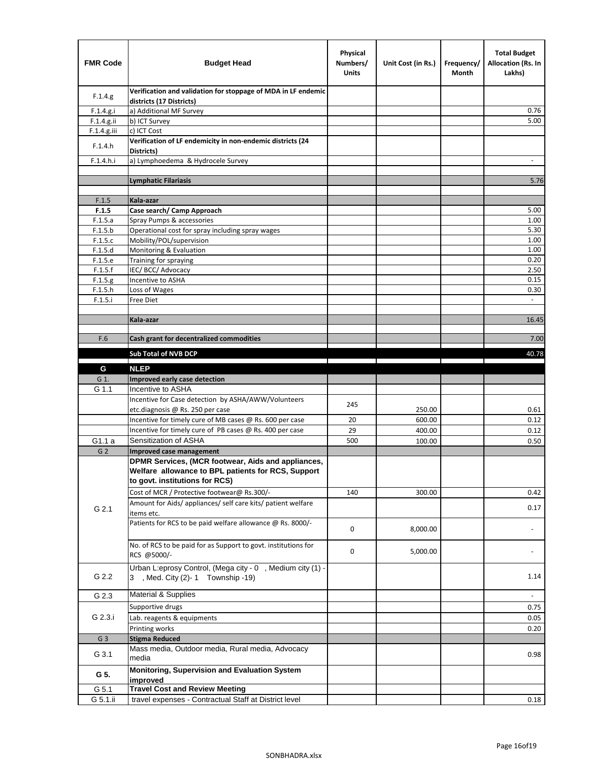| FMR Code | Budget Head | Physical Numbers/ Units | Unit Cost (in Rs.) | Frequency/ Month | Total Budget Allocation (Rs. In Lakhs) |
|---|---|---|---|---|---|
| F.1.4.g | **Verification and validation for stoppage of MDA in LF endemic districts (17 Districts)** | | | | |
| F.1.4.g.i | a) Additional MF Survey | | | | 0.76 |
| F.1.4.g.ii | b) ICT Survey | | | | 5.00 |
| F.1.4.g.iii | c) ICT Cost | | | | |
| F.1.4.h | **Verification of LF endemicity in non-endemic districts (24 Districts)** | | | | |
| F.1.4.h.i | a) Lymphoedema & Hydrocele Survey | | | | - |
| | | | | | |
| | **Lymphatic Filariasis** | | | | 5.76 |
| | | | | | |
| F.1.5 | **Kala-azar** | | | | |
| **F.1.5** | **Case search/ Camp Approach** | | | | 5.00 |
| F.1.5.a | Spray Pumps & accessories | | | | 1.00 |
| F.1.5.b | Operational cost for spray including spray wages | | | | 5.30 |
| F.1.5.c | Mobility/POL/supervision | | | | 1.00 |
| F.1.5.d | Monitoring & Evaluation | | | | 1.00 |
| F.1.5.e | Training for spraying | | | | 0.20 |
| F.1.5.f | IEC/ BCC/ Advocacy | | | | 2.50 |
| F.1.5.g | Incentive to ASHA | | | | 0.15 |
| F.1.5.h | Loss of Wages | | | | 0.30 |
| F.1.5.i | Free Diet | | | | - |
| | | | | | |
| | **Kala-azar** | | | | 16.45 |
| | | | | | |
| F.6 | **Cash grant for decentralized commodities** | | | | 7.00 |
| | **Sub Total of NVB DCP** | | | | 40.78 |
| **G** | **NLEP** | | | | |
| G 1. | **Improved early case detection** | | | | |
| G 1.1 | Incentive to ASHA | | | | |
| | Incentive for Case detection by ASHA/AWW/Volunteers etc.diagnosis @ Rs. 250 per case | 245 | 250.00 | | 0.61 |
| | Incentive for timely cure of MB cases @ Rs. 600 per case | 20 | 600.00 | | 0.12 |
| | Incentive for timely cure of PB cases @ Rs. 400 per case | 29 | 400.00 | | 0.12 |
| G1.1 a | Sensitization of ASHA | 500 | 100.00 | | 0.50 |
| G 2 | **Improved case management** | | | | |
| G 2.1 | **DPMR Services, (MCR footwear, Aids and appliances, Welfare allowance to BPL patients for RCS, Support to govt. institutions for RCS)** | | | | |
| | Cost of MCR / Protective footwear@ Rs.300/- | 140 | 300.00 | | 0.42 |
| | Amount for Aids/ appliances/ self care kits/ patient welfare items etc. | | | | 0.17 |
| | Patients for RCS to be paid welfare allowance @ Rs. 8000/- | 0 | 8,000.00 | | - |
| | No. of RCS to be paid for as Support to govt. institutions for RCS @5000/- | 0 | 5,000.00 | | - |
| G 2.2 | Urban L:eprosy Control, (Mega city - 0 , Medium city (1) - 3 , Med. City (2)- 1 Township -19) | | | | 1.14 |
| G 2.3 | Material & Supplies | | | | - |
| G 2.3.i | Supportive drugs | | | | 0.75 |
| | Lab. reagents & equipments | | | | 0.05 |
| | Printing works | | | | 0.20 |
| G 3 | **Stigma Reduced** | | | | |
| G 3.1 | Mass media, Outdoor media, Rural media, Advocacy media | | | | 0.98 |
| **G 5.** | **Monitoring, Supervision and Evaluation System improved** | | | | |
| G 5.1 | **Travel Cost and Review Meeting** | | | | |
| G 5.1.ii | travel expenses - Contractual Staff at District level | | | | 0.18 |

SONBHADRA.xlsx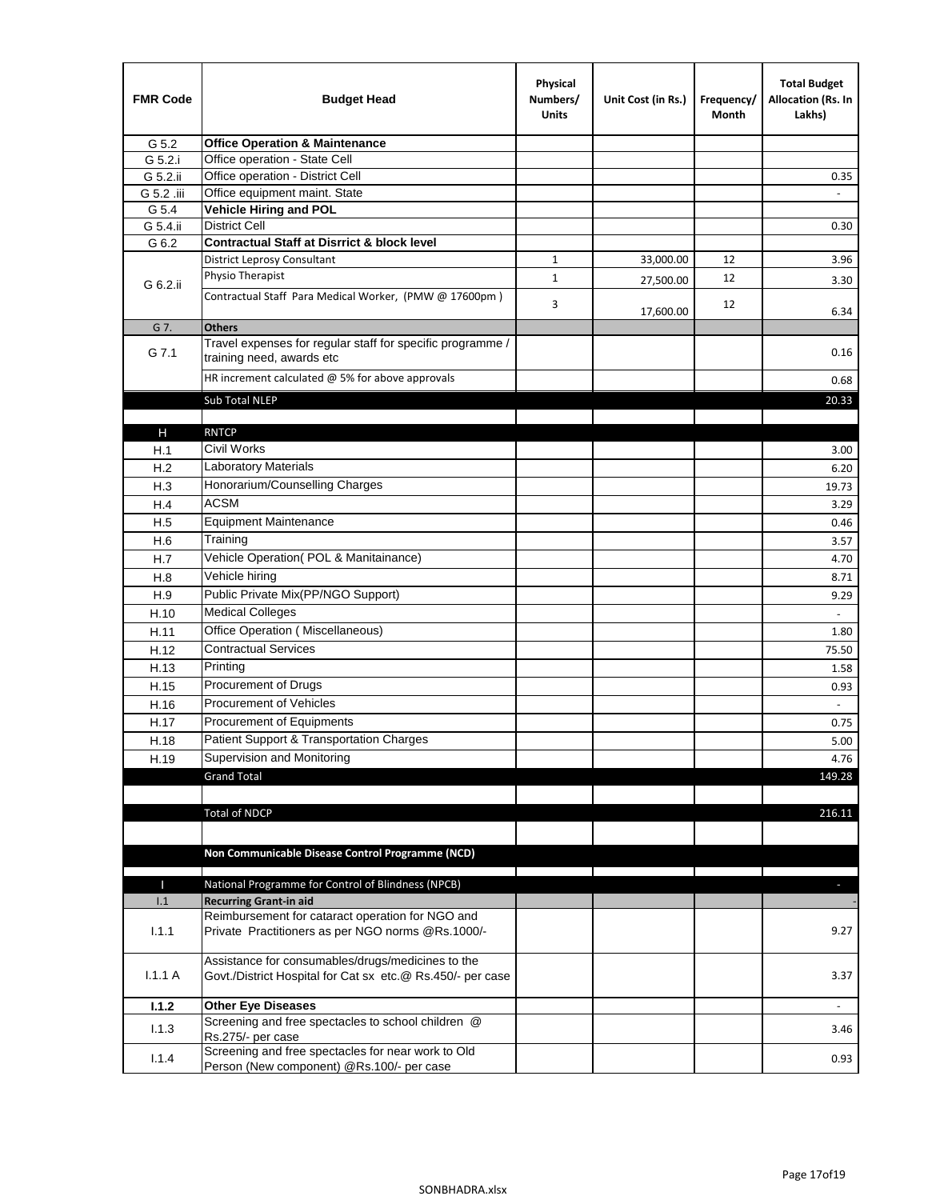| FMR Code | Budget Head | Physical Numbers/ Units | Unit Cost (in Rs.) | Frequency/ Month | Total Budget Allocation (Rs. In Lakhs) |
|---|---|---|---|---|---|
| G 5.2 | **Office Operation & Maintenance** | | | | |
| G 5.2.i | Office operation - State Cell | | | | |
| G 5.2.ii | Office operation - District Cell | | | | 0.35 |
| G 5.2 .iii | Office equipment maint. State | | | | - |
| G 5.4 | **Vehicle Hiring and POL** | | | | |
| G 5.4.ii | District Cell | | | | 0.30 |
| G 6.2 | **Contractual Staff at Disrrict & block level** | | | | |
| G 6.2.ii | District Leprosy Consultant | 1 | 33,000.00 | 12 | 3.96 |
| | Physio Therapist | 1 | 27,500.00 | 12 | 3.30 |
| | Contractual Staff Para Medical Worker, (PMW @ 17600pm ) | 3 | 17,600.00 | 12 | 6.34 |
| G 7. | **Others** | | | | |
| G 7.1 | Travel expenses for regular staff for specific programme / training need, awards etc | | | | 0.16 |
| | HR increment calculated @ 5% for above approvals | | | | 0.68 |
| | Sub Total NLEP | | | | 20.33 |
| | | | | | |
| H | RNTCP | | | | |
| H.1 | Civil Works | | | | 3.00 |
| H.2 | Laboratory Materials | | | | 6.20 |
| H.3 | Honorarium/Counselling Charges | | | | 19.73 |
| H.4 | ACSM | | | | 3.29 |
| H.5 | Equipment Maintenance | | | | 0.46 |
| H.6 | Training | | | | 3.57 |
| H.7 | Vehicle Operation( POL & Manitainance) | | | | 4.70 |
| H.8 | Vehicle hiring | | | | 8.71 |
| H.9 | Public Private Mix(PP/NGO Support) | | | | 9.29 |
| H.10 | Medical Colleges | | | | - |
| H.11 | Office Operation ( Miscellaneous) | | | | 1.80 |
| H.12 | Contractual Services | | | | 75.50 |
| H.13 | Printing | | | | 1.58 |
| H.15 | Procurement of Drugs | | | | 0.93 |
| H.16 | Procurement of Vehicles | | | | - |
| H.17 | Procurement of Equipments | | | | 0.75 |
| H.18 | Patient Support & Transportation Charges | | | | 5.00 |
| H.19 | Supervision and Monitoring | | | | 4.76 |
| | Grand Total | | | | 149.28 |
| | | | | | |
| | Total of NDCP | | | | 216.11 |
| | | | | | |
| | **Non Communicable Disease Control Programme (NCD)** | | | | |
| | | | | | |
| I | National Programme for Control of Blindness (NPCB) | | | | - |
| I.1 | **Recurring Grant-in aid** | | | | - |
| I.1.1 | Reimbursement for cataract operation for NGO and Private Practitioners as per NGO norms @Rs.1000/- | | | | 9.27 |
| I.1.1 A | Assistance for consumables/drugs/medicines to the Govt./District Hospital for Cat sx etc.@ Rs.450/- per case | | | | 3.37 |
| **I.1.2** | **Other Eye Diseases** | | | | - |
| I.1.3 | Screening and free spectacles to school children @ Rs.275/- per case | | | | 3.46 |
| I.1.4 | Screening and free spectacles for near work to Old Person (New component) @Rs.100/- per case | | | | 0.93 |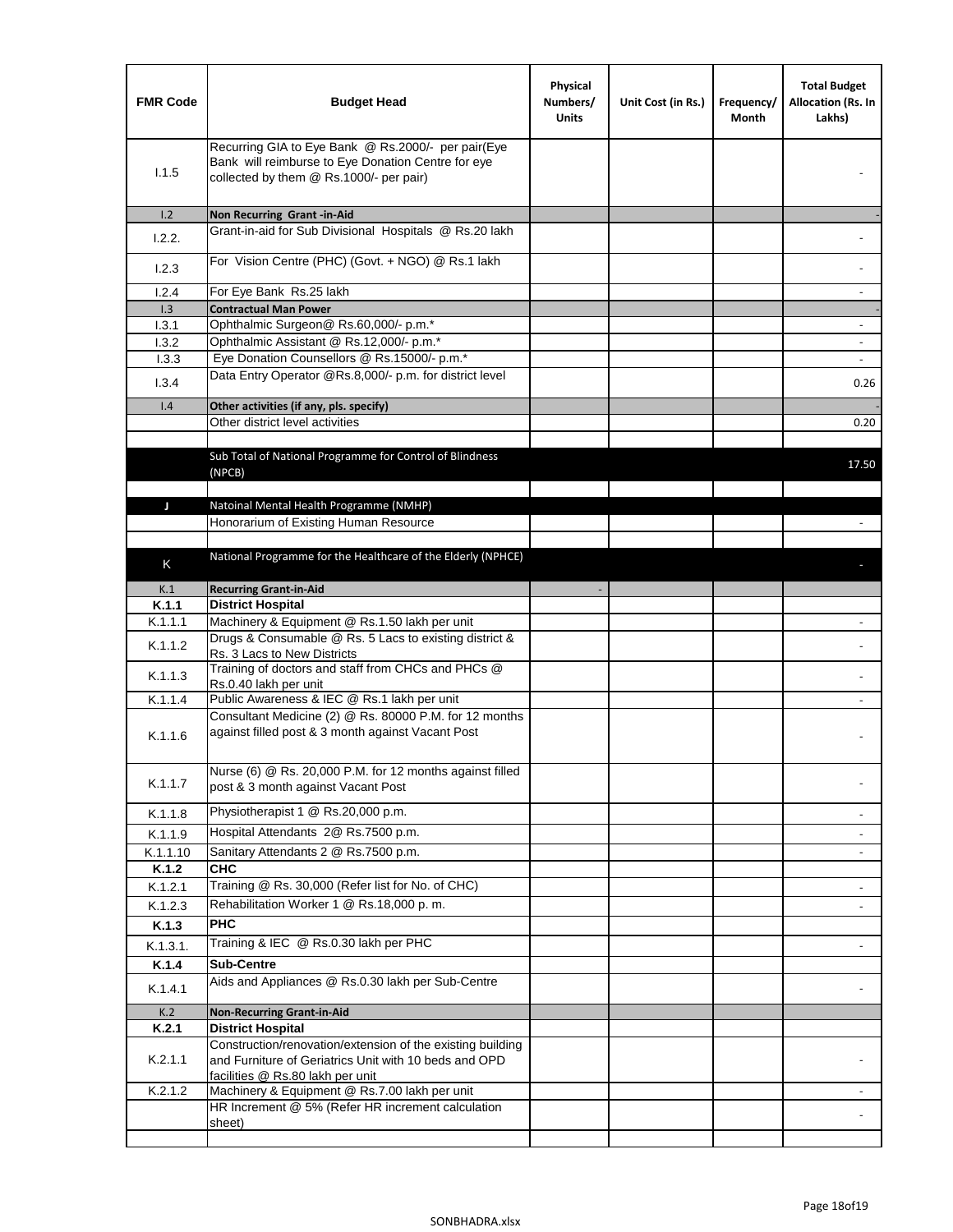| FMR Code | Budget Head | Physical Numbers/ Units | Unit Cost (in Rs.) | Frequency/ Month | Total Budget Allocation (Rs. In Lakhs) |
|---|---|---|---|---|---|
| I.1.5 | Recurring GIA to Eye Bank @ Rs.2000/- per pair(Eye Bank will reimburse to Eye Donation Centre for eye collected by them @ Rs.1000/- per pair) | | | | - |
| I.2 | **Non Recurring Grant -in-Aid** | | | | - |
| I.2.2. | Grant-in-aid for Sub Divisional Hospitals @ Rs.20 lakh | | | | - |
| I.2.3 | For Vision Centre (PHC) (Govt. + NGO) @ Rs.1 lakh | | | | - |
| I.2.4 | For Eye Bank Rs.25 lakh | | | | - |
| I.3 | **Contractual Man Power** | | | | - |
| I.3.1 | Ophthalmic Surgeon@ Rs.60,000/- p.m.* | | | | - |
| I.3.2 | Ophthalmic Assistant @ Rs.12,000/- p.m.* | | | | - |
| I.3.3 | Eye Donation Counsellors @ Rs.15000/- p.m.* | | | | - |
| I.3.4 | Data Entry Operator @Rs.8,000/- p.m. for district level | | | | 0.26 |
| I.4 | **Other activities (if any, pls. specify)** | | | | - |
| | Other district level activities | | | | 0.20 |
| | | | | | |
| | Sub Total of National Programme for Control of Blindness (NPCB) | | | | 17.50 |
| | | | | | |
| J | Natoinal Mental Health Programme (NMHP) | | | | |
| | Honorarium of Existing Human Resource | | | | - |
| | | | | | |
| K | National Programme for the Healthcare of the Elderly (NPHCE) | | | | - |
| K.1 | **Recurring Grant-in-Aid** | - | | | |
| **K.1.1** | **District Hospital** | | | | |
| K.1.1.1 | Machinery & Equipment @ Rs.1.50 lakh per unit | | | | - |
| K.1.1.2 | Drugs & Consumable @ Rs. 5 Lacs to existing district & Rs. 3 Lacs to New Districts | | | | - |
| K.1.1.3 | Training of doctors and staff from CHCs and PHCs @ Rs.0.40 lakh per unit | | | | - |
| K.1.1.4 | Public Awareness & IEC @ Rs.1 lakh per unit | | | | - |
| K.1.1.6 | Consultant Medicine (2) @ Rs. 80000 P.M. for 12 months against filled post & 3 month against Vacant Post | | | | - |
| K.1.1.7 | Nurse (6) @ Rs. 20,000 P.M. for 12 months against filled post & 3 month against Vacant Post | | | | - |
| K.1.1.8 | Physiotherapist 1 @ Rs.20,000 p.m. | | | | - |
| K.1.1.9 | Hospital Attendants 2@ Rs.7500 p.m. | | | | - |
| K.1.1.10 | Sanitary Attendants 2 @ Rs.7500 p.m. | | | | - |
| **K.1.2** | **CHC** | | | | |
| K.1.2.1 | Training @ Rs. 30,000 (Refer list for No. of CHC) | | | | - |
| K.1.2.3 | Rehabilitation Worker 1 @ Rs.18,000 p. m. | | | | - |
| **K.1.3** | **PHC** | | | | |
| K.1.3.1. | Training & IEC @ Rs.0.30 lakh per PHC | | | | - |
| **K.1.4** | **Sub-Centre** | | | | |
| K.1.4.1 | Aids and Appliances @ Rs.0.30 lakh per Sub-Centre | | | | - |
| K.2 | **Non-Recurring Grant-in-Aid** | | | | |
| **K.2.1** | **District Hospital** | | | | |
| K.2.1.1 | Construction/renovation/extension of the existing building and Furniture of Geriatrics Unit with 10 beds and OPD facilities @ Rs.80 lakh per unit | | | | - |
| K.2.1.2 | Machinery & Equipment @ Rs.7.00 lakh per unit | | | | - |
| | HR Increment @ 5% (Refer HR increment calculation sheet) | | | | - |
| | | | | | |

SONBHADRA.xlsx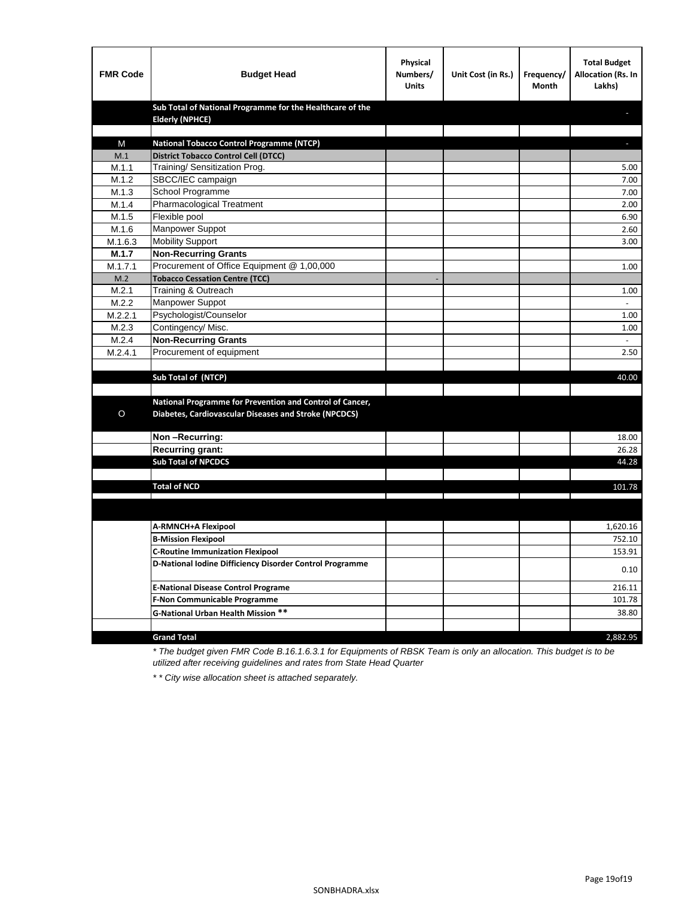| FMR Code | Budget Head | Physical Numbers/ Units | Unit Cost (in Rs.) | Frequency/ Month | Total Budget Allocation (Rs. In Lakhs) |
|---|---|---|---|---|---|
| | **Sub Total of National Programme for the Healthcare of the Elderly (NPHCE)** | | | | - |
| | | | | | |
| M | **National Tobacco Control Programme (NTCP)** | | | | - |
| M.1 | **District Tobacco Control Cell (DTCC)** | | | | |
| M.1.1 | Training/ Sensitization Prog. | | | | 5.00 |
| M.1.2 | SBCC/IEC campaign | | | | 7.00 |
| M.1.3 | School Programme | | | | 7.00 |
| M.1.4 | Pharmacological Treatment | | | | 2.00 |
| M.1.5 | Flexible pool | | | | 6.90 |
| M.1.6 | Manpower Suppot | | | | 2.60 |
| M.1.6.3 | Mobility Support | | | | 3.00 |
| **M.1.7** | **Non-Recurring Grants** | | | | |
| M.1.7.1 | Procurement of Office Equipment @ 1,00,000 | | | | 1.00 |
| M.2 | **Tobacco Cessation Centre (TCC)** | - | | | |
| M.2.1 | Training & Outreach | | | | 1.00 |
| M.2.2 | Manpower Suppot | | | | - |
| M.2.2.1 | Psychologist/Counselor | | | | 1.00 |
| M.2.3 | Contingency/ Misc. | | | | 1.00 |
| M.2.4 | **Non-Recurring Grants** | | | | - |
| M.2.4.1 | Procurement of equipment | | | | 2.50 |
| | | | | | |
| | **Sub Total of (NTCP)** | | | | 40.00 |
| | | | | | |
| O | **National Programme for Prevention and Control of Cancer, Diabetes, Cardiovascular Diseases and Stroke (NPCDCS)** | | | | |
| | **Non –Recurring:** | | | | 18.00 |
| | **Recurring grant:** | | | | 26.28 |
| | **Sub Total of NPCDCS** | | | | 44.28 |
| | | | | | |
| | **Total of NCD** | | | | 101.78 |
| | | | | | |
| | **A-RMNCH+A Flexipool** | | | | 1,620.16 |
| | **B-Mission Flexipool** | | | | 752.10 |
| | **C-Routine Immunization Flexipool** | | | | 153.91 |
| | **D-National Iodine Difficiency Disorder Control Programme** | | | | 0.10 |
| | **E-National Disease Control Programe** | | | | 216.11 |
| | **F-Non Communicable Programme** | | | | 101.78 |
| | **G-National Urban Health Mission \*\*** | | | | 38.80 |
| | | | | | |
| | **Grand Total** | | | | 2,882.95 |

*\* The budget given FMR Code B.16.1.6.3.1 for Equipments of RBSK Team is only an allocation. This budget is to be utilized after receiving guidelines and rates from State Head Quarter*

*\* \* City wise allocation sheet is attached separately.*

SONBHADRA.xlsx